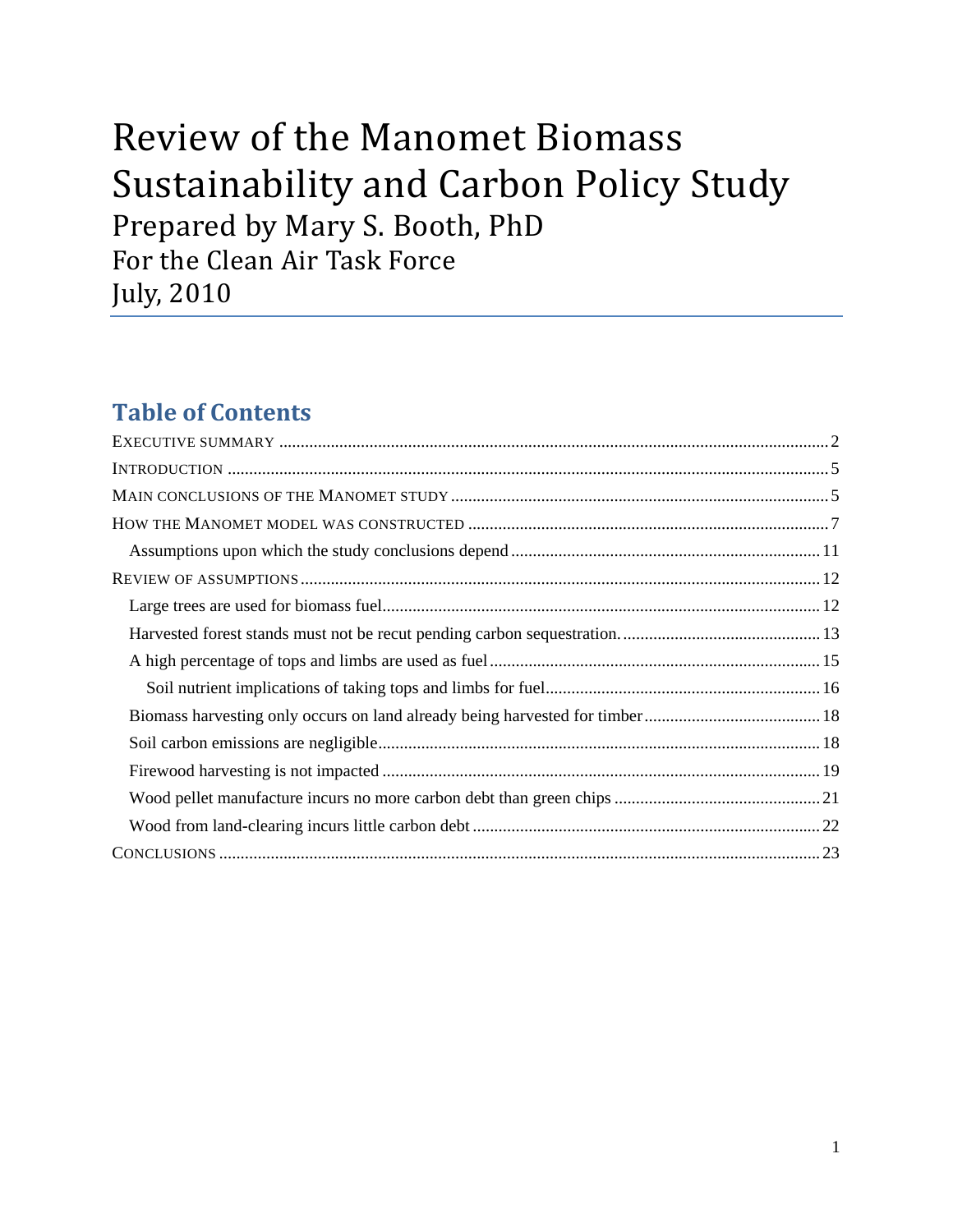# Review of the Manomet Biomass Sustainability and Carbon Policy Study

Prepared by Mary S. Booth, PhD
For the Clean Air Task Force
July, 2010

## Table of Contents

- EXECUTIVE SUMMARY ..... 2
- INTRODUCTION ..... 5
- MAIN CONCLUSIONS OF THE MANOMET STUDY ..... 5
- HOW THE MANOMET MODEL WAS CONSTRUCTED ..... 7
  - Assumptions upon which the study conclusions depend ..... 11
- REVIEW OF ASSUMPTIONS ..... 12
  - Large trees are used for biomass fuel ..... 12
  - Harvested forest stands must not be recut pending carbon sequestration. ..... 13
  - A high percentage of tops and limbs are used as fuel ..... 15
    - Soil nutrient implications of taking tops and limbs for fuel ..... 16
  - Biomass harvesting only occurs on land already being harvested for timber ..... 18
  - Soil carbon emissions are negligible ..... 18
  - Firewood harvesting is not impacted ..... 19
  - Wood pellet manufacture incurs no more carbon debt than green chips ..... 21
  - Wood from land-clearing incurs little carbon debt ..... 22
- CONCLUSIONS ..... 23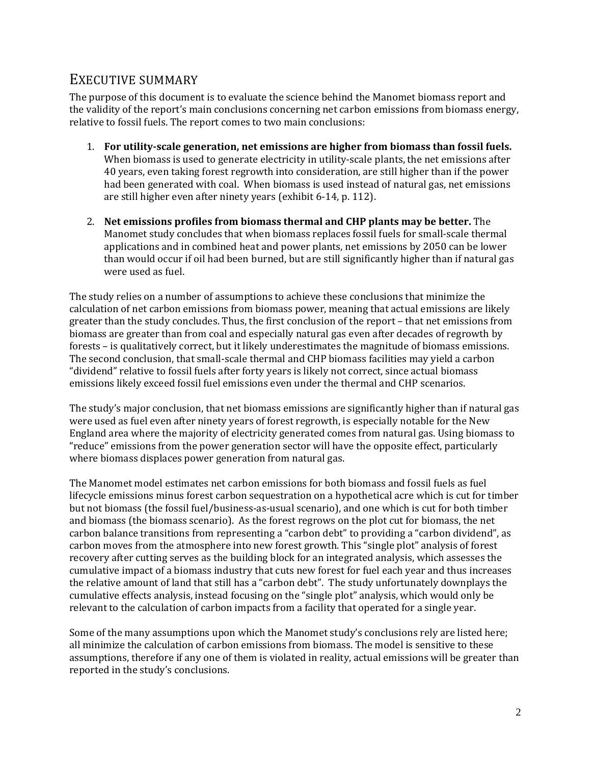## Executive Summary

The purpose of this document is to evaluate the science behind the Manomet biomass report and the validity of the report's main conclusions concerning net carbon emissions from biomass energy, relative to fossil fuels. The report comes to two main conclusions:

1. **For utility-scale generation, net emissions are higher from biomass than fossil fuels.** When biomass is used to generate electricity in utility-scale plants, the net emissions after 40 years, even taking forest regrowth into consideration, are still higher than if the power had been generated with coal. When biomass is used instead of natural gas, net emissions are still higher even after ninety years (exhibit 6-14, p. 112).

2. **Net emissions profiles from biomass thermal and CHP plants may be better.** The Manomet study concludes that when biomass replaces fossil fuels for small-scale thermal applications and in combined heat and power plants, net emissions by 2050 can be lower than would occur if oil had been burned, but are still significantly higher than if natural gas were used as fuel.

The study relies on a number of assumptions to achieve these conclusions that minimize the calculation of net carbon emissions from biomass power, meaning that actual emissions are likely greater than the study concludes. Thus, the first conclusion of the report – that net emissions from biomass are greater than from coal and especially natural gas even after decades of regrowth by forests – is qualitatively correct, but it likely underestimates the magnitude of biomass emissions. The second conclusion, that small-scale thermal and CHP biomass facilities may yield a carbon "dividend" relative to fossil fuels after forty years is likely not correct, since actual biomass emissions likely exceed fossil fuel emissions even under the thermal and CHP scenarios.

The study's major conclusion, that net biomass emissions are significantly higher than if natural gas were used as fuel even after ninety years of forest regrowth, is especially notable for the New England area where the majority of electricity generated comes from natural gas. Using biomass to "reduce" emissions from the power generation sector will have the opposite effect, particularly where biomass displaces power generation from natural gas.

The Manomet model estimates net carbon emissions for both biomass and fossil fuels as fuel lifecycle emissions minus forest carbon sequestration on a hypothetical acre which is cut for timber but not biomass (the fossil fuel/business-as-usual scenario), and one which is cut for both timber and biomass (the biomass scenario). As the forest regrows on the plot cut for biomass, the net carbon balance transitions from representing a "carbon debt" to providing a "carbon dividend", as carbon moves from the atmosphere into new forest growth. This "single plot" analysis of forest recovery after cutting serves as the building block for an integrated analysis, which assesses the cumulative impact of a biomass industry that cuts new forest for fuel each year and thus increases the relative amount of land that still has a "carbon debt". The study unfortunately downplays the cumulative effects analysis, instead focusing on the "single plot" analysis, which would only be relevant to the calculation of carbon impacts from a facility that operated for a single year.

Some of the many assumptions upon which the Manomet study's conclusions rely are listed here; all minimize the calculation of carbon emissions from biomass. The model is sensitive to these assumptions, therefore if any one of them is violated in reality, actual emissions will be greater than reported in the study's conclusions.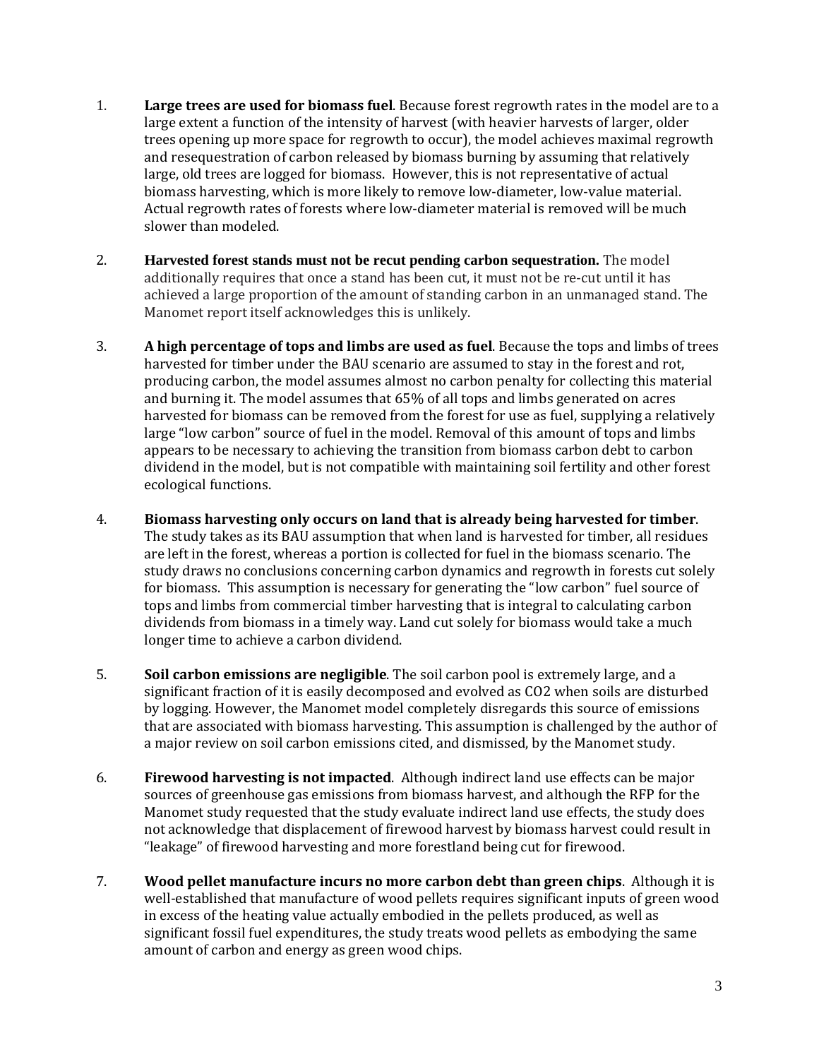1. **Large trees are used for biomass fuel**. Because forest regrowth rates in the model are to a large extent a function of the intensity of harvest (with heavier harvests of larger, older trees opening up more space for regrowth to occur), the model achieves maximal regrowth and resequestration of carbon released by biomass burning by assuming that relatively large, old trees are logged for biomass. However, this is not representative of actual biomass harvesting, which is more likely to remove low-diameter, low-value material. Actual regrowth rates of forests where low-diameter material is removed will be much slower than modeled.

2. **Harvested forest stands must not be recut pending carbon sequestration.** The model additionally requires that once a stand has been cut, it must not be re-cut until it has achieved a large proportion of the amount of standing carbon in an unmanaged stand. The Manomet report itself acknowledges this is unlikely.

3. **A high percentage of tops and limbs are used as fuel**. Because the tops and limbs of trees harvested for timber under the BAU scenario are assumed to stay in the forest and rot, producing carbon, the model assumes almost no carbon penalty for collecting this material and burning it. The model assumes that 65% of all tops and limbs generated on acres harvested for biomass can be removed from the forest for use as fuel, supplying a relatively large "low carbon" source of fuel in the model. Removal of this amount of tops and limbs appears to be necessary to achieving the transition from biomass carbon debt to carbon dividend in the model, but is not compatible with maintaining soil fertility and other forest ecological functions.

4. **Biomass harvesting only occurs on land that is already being harvested for timber**. The study takes as its BAU assumption that when land is harvested for timber, all residues are left in the forest, whereas a portion is collected for fuel in the biomass scenario. The study draws no conclusions concerning carbon dynamics and regrowth in forests cut solely for biomass. This assumption is necessary for generating the "low carbon" fuel source of tops and limbs from commercial timber harvesting that is integral to calculating carbon dividends from biomass in a timely way. Land cut solely for biomass would take a much longer time to achieve a carbon dividend.

5. **Soil carbon emissions are negligible**. The soil carbon pool is extremely large, and a significant fraction of it is easily decomposed and evolved as $CO_2$ when soils are disturbed by logging. However, the Manomet model completely disregards this source of emissions that are associated with biomass harvesting. This assumption is challenged by the author of a major review on soil carbon emissions cited, and dismissed, by the Manomet study.

6. **Firewood harvesting is not impacted**. Although indirect land use effects can be major sources of greenhouse gas emissions from biomass harvest, and although the RFP for the Manomet study requested that the study evaluate indirect land use effects, the study does not acknowledge that displacement of firewood harvest by biomass harvest could result in "leakage" of firewood harvesting and more forestland being cut for firewood.

7. **Wood pellet manufacture incurs no more carbon debt than green chips**. Although it is well-established that manufacture of wood pellets requires significant inputs of green wood in excess of the heating value actually embodied in the pellets produced, as well as significant fossil fuel expenditures, the study treats wood pellets as embodying the same amount of carbon and energy as green wood chips.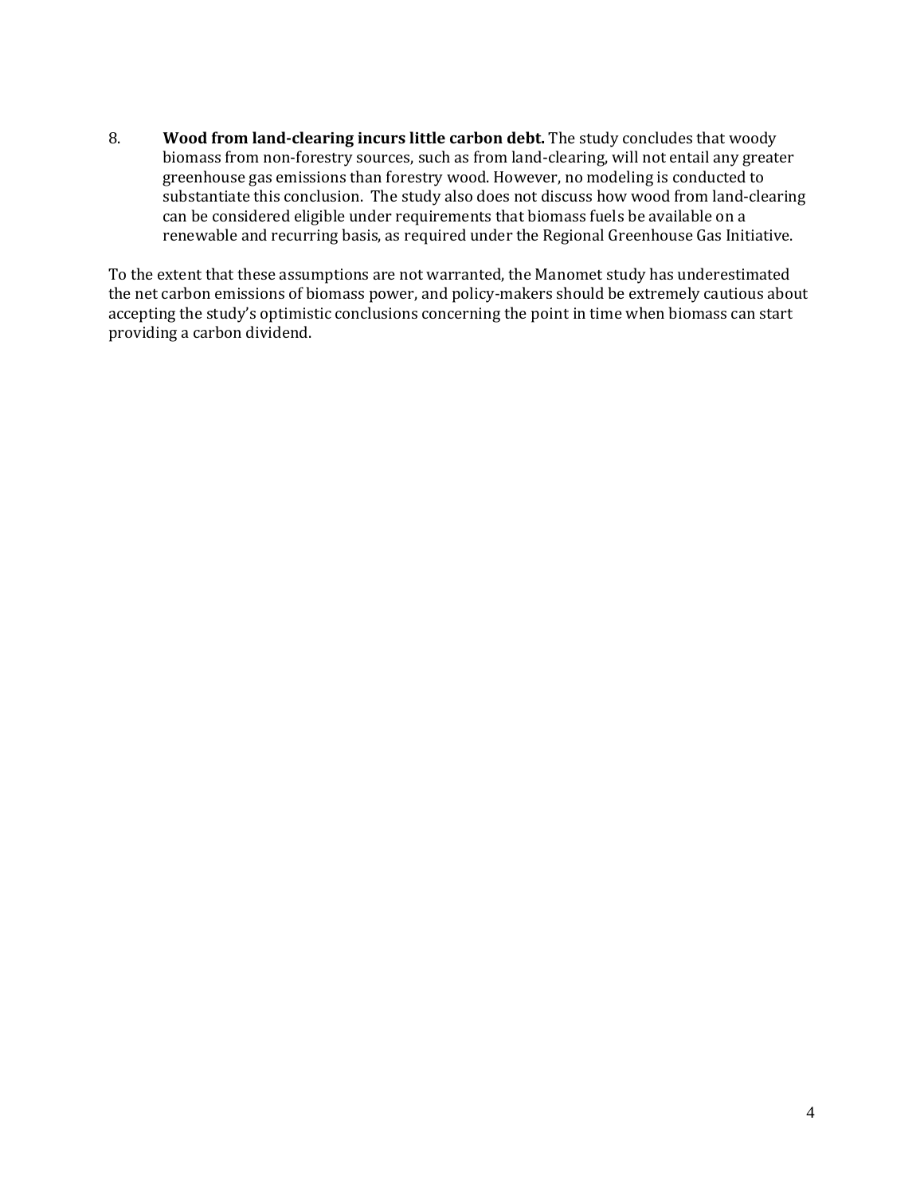8. **Wood from land-clearing incurs little carbon debt.** The study concludes that woody biomass from non-forestry sources, such as from land-clearing, will not entail any greater greenhouse gas emissions than forestry wood. However, no modeling is conducted to substantiate this conclusion. The study also does not discuss how wood from land-clearing can be considered eligible under requirements that biomass fuels be available on a renewable and recurring basis, as required under the Regional Greenhouse Gas Initiative.

To the extent that these assumptions are not warranted, the Manomet study has underestimated the net carbon emissions of biomass power, and policy-makers should be extremely cautious about accepting the study's optimistic conclusions concerning the point in time when biomass can start providing a carbon dividend.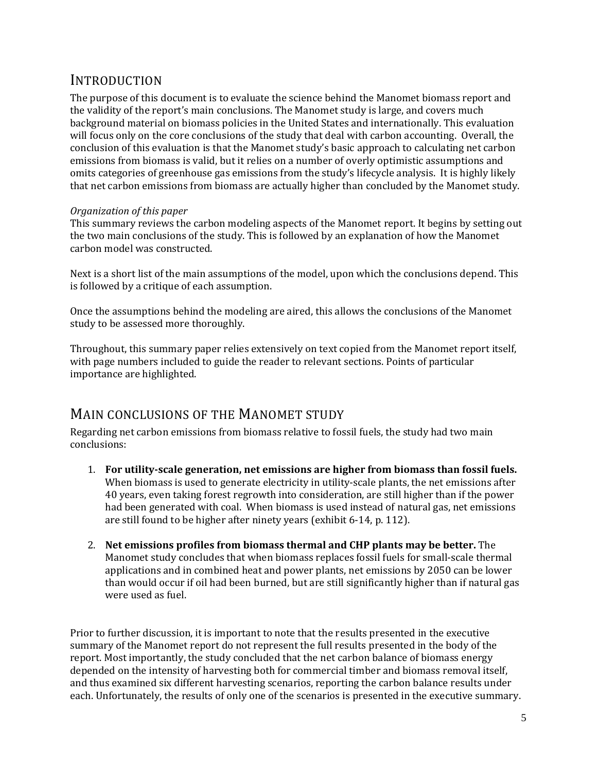## Introduction

The purpose of this document is to evaluate the science behind the Manomet biomass report and the validity of the report's main conclusions. The Manomet study is large, and covers much background material on biomass policies in the United States and internationally. This evaluation will focus only on the core conclusions of the study that deal with carbon accounting. Overall, the conclusion of this evaluation is that the Manomet study's basic approach to calculating net carbon emissions from biomass is valid, but it relies on a number of overly optimistic assumptions and omits categories of greenhouse gas emissions from the study's lifecycle analysis. It is highly likely that net carbon emissions from biomass are actually higher than concluded by the Manomet study.

*Organization of this paper*

This summary reviews the carbon modeling aspects of the Manomet report. It begins by setting out the two main conclusions of the study. This is followed by an explanation of how the Manomet carbon model was constructed.

Next is a short list of the main assumptions of the model, upon which the conclusions depend. This is followed by a critique of each assumption.

Once the assumptions behind the modeling are aired, this allows the conclusions of the Manomet study to be assessed more thoroughly.

Throughout, this summary paper relies extensively on text copied from the Manomet report itself, with page numbers included to guide the reader to relevant sections. Points of particular importance are highlighted.

## Main conclusions of the Manomet study

Regarding net carbon emissions from biomass relative to fossil fuels, the study had two main conclusions:

1. **For utility-scale generation, net emissions are higher from biomass than fossil fuels.** When biomass is used to generate electricity in utility-scale plants, the net emissions after 40 years, even taking forest regrowth into consideration, are still higher than if the power had been generated with coal. When biomass is used instead of natural gas, net emissions are still found to be higher after ninety years (exhibit 6-14, p. 112).
2. **Net emissions profiles from biomass thermal and CHP plants may be better.** The Manomet study concludes that when biomass replaces fossil fuels for small-scale thermal applications and in combined heat and power plants, net emissions by 2050 can be lower than would occur if oil had been burned, but are still significantly higher than if natural gas were used as fuel.

Prior to further discussion, it is important to note that the results presented in the executive summary of the Manomet report do not represent the full results presented in the body of the report. Most importantly, the study concluded that the net carbon balance of biomass energy depended on the intensity of harvesting both for commercial timber and biomass removal itself, and thus examined six different harvesting scenarios, reporting the carbon balance results under each. Unfortunately, the results of only one of the scenarios is presented in the executive summary.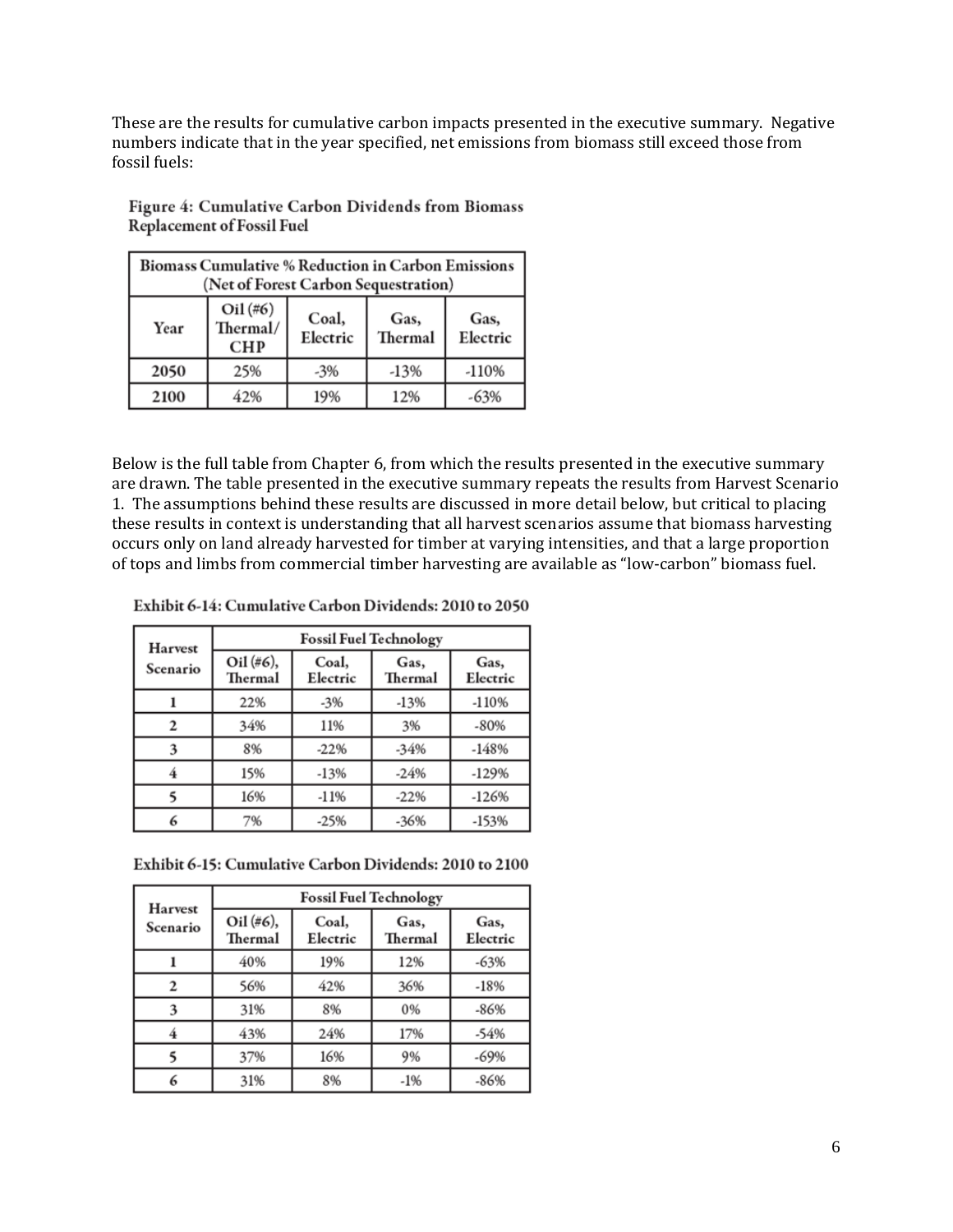These are the results for cumulative carbon impacts presented in the executive summary. Negative numbers indicate that in the year specified, net emissions from biomass still exceed those from fossil fuels:

**Figure 4: Cumulative Carbon Dividends from Biomass Replacement of Fossil Fuel**

| Biomass Cumulative % Reduction in Carbon Emissions (Net of Forest Carbon Sequestration) | | | | |
|---|---|---|---|---|
| Year | Oil (#6) Thermal/ CHP | Coal, Electric | Gas, Thermal | Gas, Electric |
| 2050 | 25% | -3% | -13% | -110% |
| 2100 | 42% | 19% | 12% | -63% |

Below is the full table from Chapter 6, from which the results presented in the executive summary are drawn. The table presented in the executive summary repeats the results from Harvest Scenario 1. The assumptions behind these results are discussed in more detail below, but critical to placing these results in context is understanding that all harvest scenarios assume that biomass harvesting occurs only on land already harvested for timber at varying intensities, and that a large proportion of tops and limbs from commercial timber harvesting are available as "low-carbon" biomass fuel.

**Exhibit 6-14: Cumulative Carbon Dividends: 2010 to 2050**

| Harvest Scenario | Fossil Fuel Technology | | | |
|---|---|---|---|---|
| | Oil (#6), Thermal | Coal, Electric | Gas, Thermal | Gas, Electric |
| 1 | 22% | -3% | -13% | -110% |
| 2 | 34% | 11% | 3% | -80% |
| 3 | 8% | -22% | -34% | -148% |
| 4 | 15% | -13% | -24% | -129% |
| 5 | 16% | -11% | -22% | -126% |
| 6 | 7% | -25% | -36% | -153% |

**Exhibit 6-15: Cumulative Carbon Dividends: 2010 to 2100**

| Harvest Scenario | Fossil Fuel Technology | | | |
|---|---|---|---|---|
| | Oil (#6), Thermal | Coal, Electric | Gas, Thermal | Gas, Electric |
| 1 | 40% | 19% | 12% | -63% |
| 2 | 56% | 42% | 36% | -18% |
| 3 | 31% | 8% | 0% | -86% |
| 4 | 43% | 24% | 17% | -54% |
| 5 | 37% | 16% | 9% | -69% |
| 6 | 31% | 8% | -1% | -86% |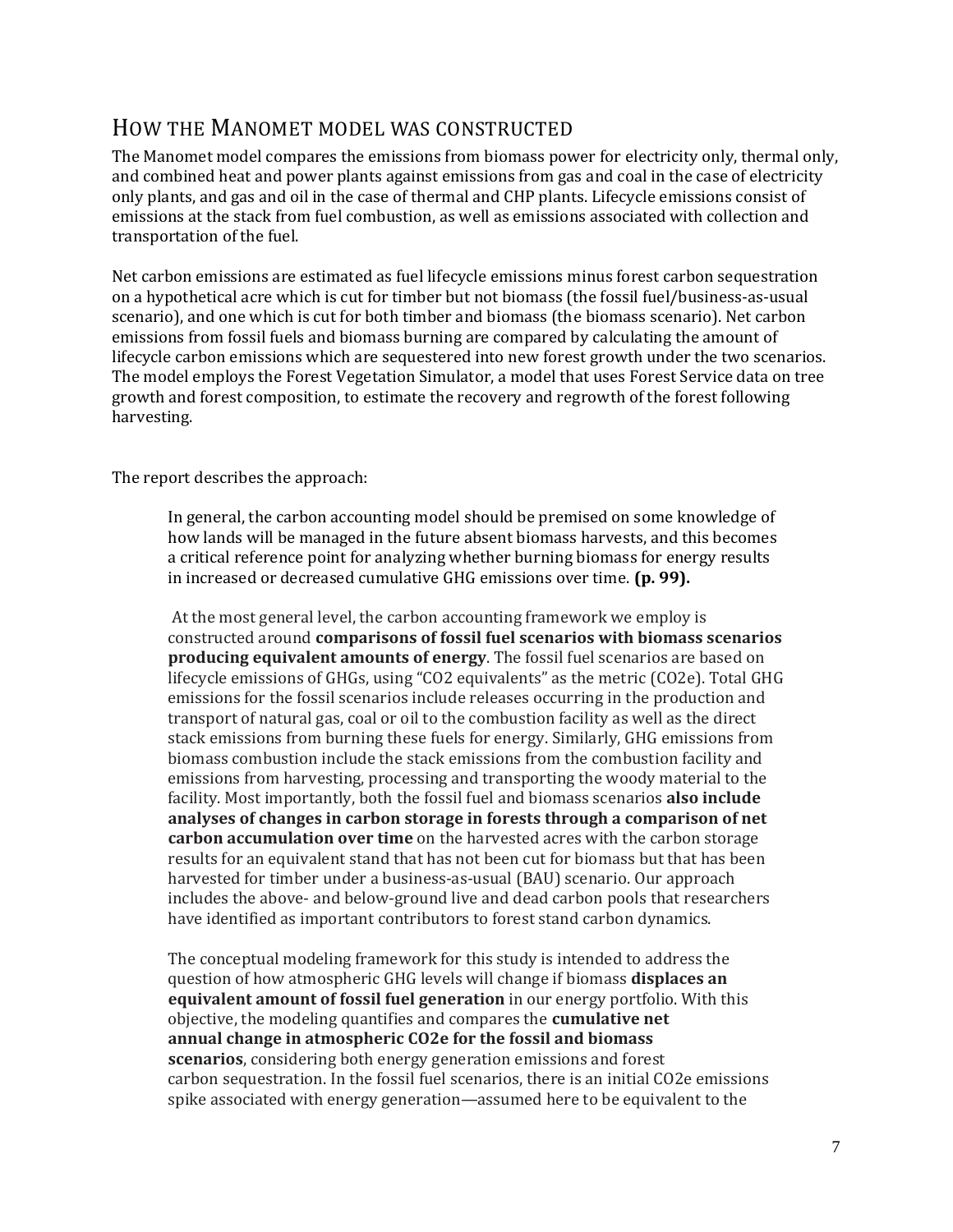## HOW THE MANOMET MODEL WAS CONSTRUCTED

The Manomet model compares the emissions from biomass power for electricity only, thermal only, and combined heat and power plants against emissions from gas and coal in the case of electricity only plants, and gas and oil in the case of thermal and CHP plants. Lifecycle emissions consist of emissions at the stack from fuel combustion, as well as emissions associated with collection and transportation of the fuel.

Net carbon emissions are estimated as fuel lifecycle emissions minus forest carbon sequestration on a hypothetical acre which is cut for timber but not biomass (the fossil fuel/business-as-usual scenario), and one which is cut for both timber and biomass (the biomass scenario). Net carbon emissions from fossil fuels and biomass burning are compared by calculating the amount of lifecycle carbon emissions which are sequestered into new forest growth under the two scenarios. The model employs the Forest Vegetation Simulator, a model that uses Forest Service data on tree growth and forest composition, to estimate the recovery and regrowth of the forest following harvesting.

The report describes the approach:

> In general, the carbon accounting model should be premised on some knowledge of how lands will be managed in the future absent biomass harvests, and this becomes a critical reference point for analyzing whether burning biomass for energy results in increased or decreased cumulative GHG emissions over time. **(p. 99).**
>
> At the most general level, the carbon accounting framework we employ is constructed around **comparisons of fossil fuel scenarios with biomass scenarios producing equivalent amounts of energy**. The fossil fuel scenarios are based on lifecycle emissions of GHGs, using "CO2 equivalents" as the metric (CO2e). Total GHG emissions for the fossil scenarios include releases occurring in the production and transport of natural gas, coal or oil to the combustion facility as well as the direct stack emissions from burning these fuels for energy. Similarly, GHG emissions from biomass combustion include the stack emissions from the combustion facility and emissions from harvesting, processing and transporting the woody material to the facility. Most importantly, both the fossil fuel and biomass scenarios **also include analyses of changes in carbon storage in forests through a comparison of net carbon accumulation over time** on the harvested acres with the carbon storage results for an equivalent stand that has not been cut for biomass but that has been harvested for timber under a business-as-usual (BAU) scenario. Our approach includes the above- and below-ground live and dead carbon pools that researchers have identified as important contributors to forest stand carbon dynamics.
>
> The conceptual modeling framework for this study is intended to address the question of how atmospheric GHG levels will change if biomass **displaces an equivalent amount of fossil fuel generation** in our energy portfolio. With this objective, the modeling quantifies and compares the **cumulative net annual change in atmospheric CO2e for the fossil and biomass scenarios**, considering both energy generation emissions and forest carbon sequestration. In the fossil fuel scenarios, there is an initial CO2e emissions spike associated with energy generation—assumed here to be equivalent to the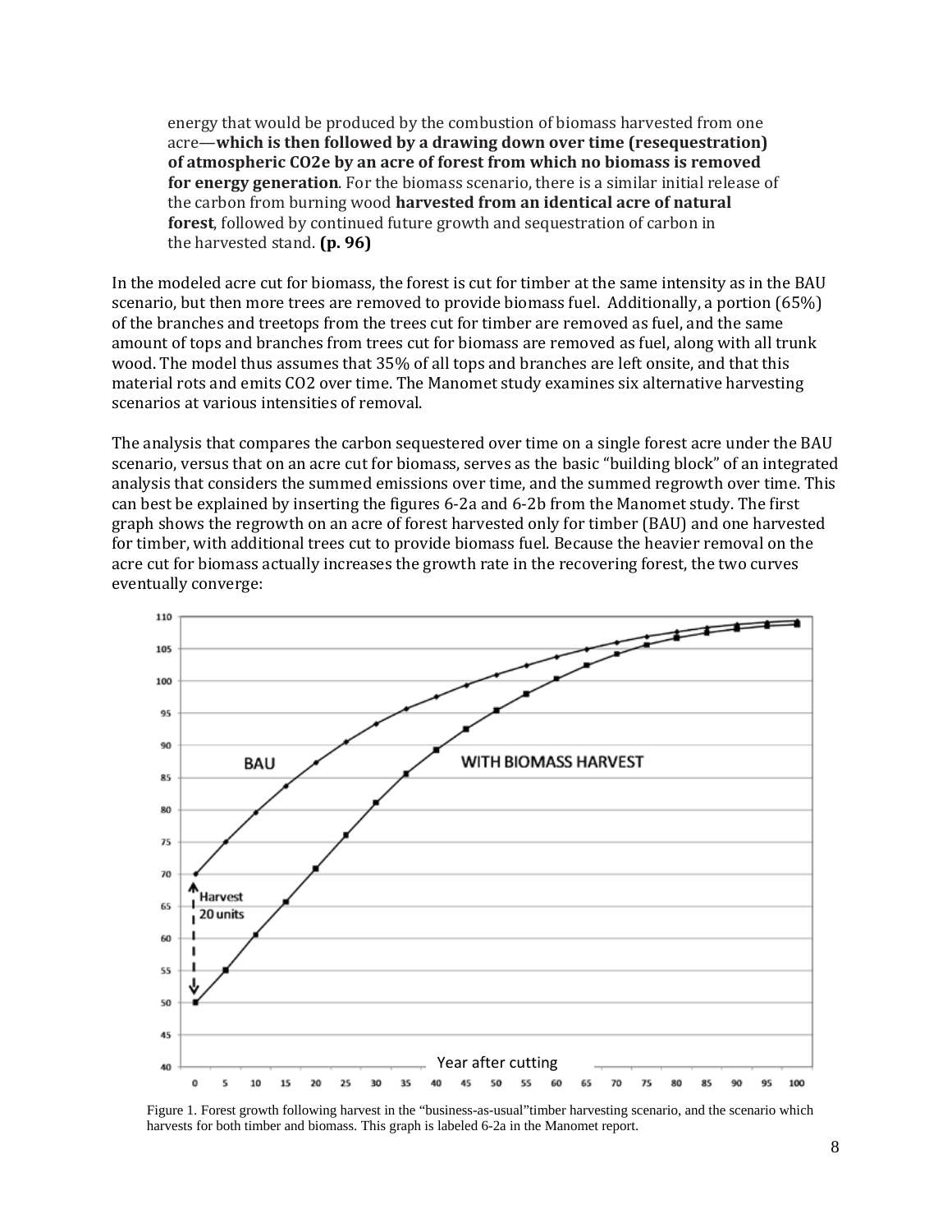> energy that would be produced by the combustion of biomass harvested from one acre—**which is then followed by a drawing down over time (resequestration) of atmospheric CO2e by an acre of forest from which no biomass is removed for energy generation**. For the biomass scenario, there is a similar initial release of the carbon from burning wood **harvested from an identical acre of natural forest**, followed by continued future growth and sequestration of carbon in the harvested stand. **(p. 96)**

In the modeled acre cut for biomass, the forest is cut for timber at the same intensity as in the BAU scenario, but then more trees are removed to provide biomass fuel. Additionally, a portion (65%) of the branches and treetops from the trees cut for timber are removed as fuel, and the same amount of tops and branches from trees cut for biomass are removed as fuel, along with all trunk wood. The model thus assumes that 35% of all tops and branches are left onsite, and that this material rots and emits CO2 over time. The Manomet study examines six alternative harvesting scenarios at various intensities of removal.

The analysis that compares the carbon sequestered over time on a single forest acre under the BAU scenario, versus that on an acre cut for biomass, serves as the basic "building block" of an integrated analysis that considers the summed emissions over time, and the summed regrowth over time. This can best be explained by inserting the figures 6-2a and 6-2b from the Manomet study. The first graph shows the regrowth on an acre of forest harvested only for timber (BAU) and one harvested for timber, with additional trees cut to provide biomass fuel. Because the heavier removal on the acre cut for biomass actually increases the growth rate in the recovering forest, the two curves eventually converge:

Figure 1. Forest growth following harvest in the "business-as-usual" timber harvesting scenario, and the scenario which harvests for both timber and biomass. This graph is labeled 6-2a in the Manomet report.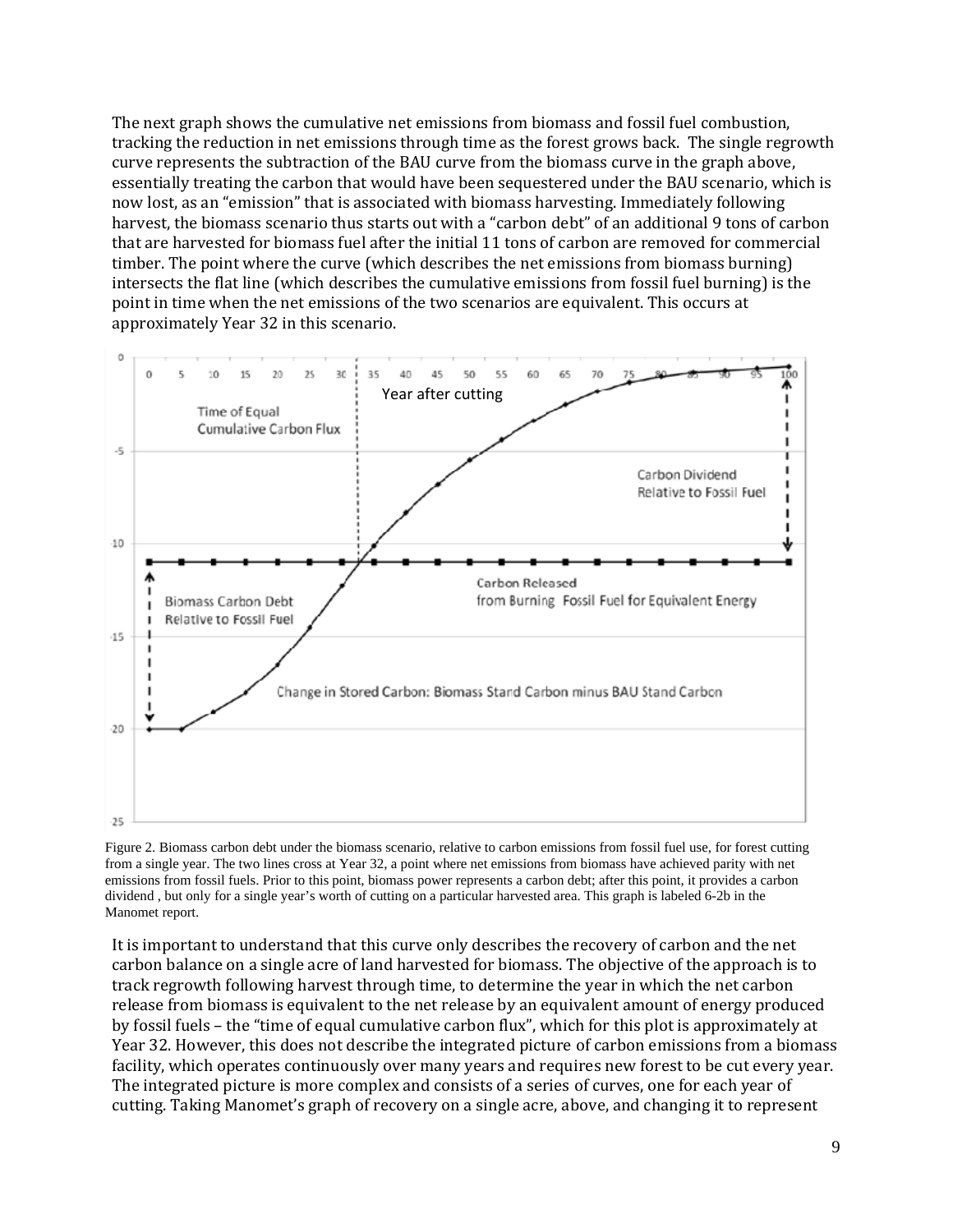The next graph shows the cumulative net emissions from biomass and fossil fuel combustion, tracking the reduction in net emissions through time as the forest grows back. The single regrowth curve represents the subtraction of the BAU curve from the biomass curve in the graph above, essentially treating the carbon that would have been sequestered under the BAU scenario, which is now lost, as an "emission" that is associated with biomass harvesting. Immediately following harvest, the biomass scenario thus starts out with a "carbon debt" of an additional 9 tons of carbon that are harvested for biomass fuel after the initial 11 tons of carbon are removed for commercial timber. The point where the curve (which describes the net emissions from biomass burning) intersects the flat line (which describes the cumulative emissions from fossil fuel burning) is the point in time when the net emissions of the two scenarios are equivalent. This occurs at approximately Year 32 in this scenario.

Figure 2. Biomass carbon debt under the biomass scenario, relative to carbon emissions from fossil fuel use, for forest cutting from a single year. The two lines cross at Year 32, a point where net emissions from biomass have achieved parity with net emissions from fossil fuels. Prior to this point, biomass power represents a carbon debt; after this point, it provides a carbon dividend , but only for a single year's worth of cutting on a particular harvested area. This graph is labeled 6-2b in the Manomet report.

It is important to understand that this curve only describes the recovery of carbon and the net carbon balance on a single acre of land harvested for biomass. The objective of the approach is to track regrowth following harvest through time, to determine the year in which the net carbon release from biomass is equivalent to the net release by an equivalent amount of energy produced by fossil fuels – the "time of equal cumulative carbon flux", which for this plot is approximately at Year 32. However, this does not describe the integrated picture of carbon emissions from a biomass facility, which operates continuously over many years and requires new forest to be cut every year. The integrated picture is more complex and consists of a series of curves, one for each year of cutting. Taking Manomet's graph of recovery on a single acre, above, and changing it to represent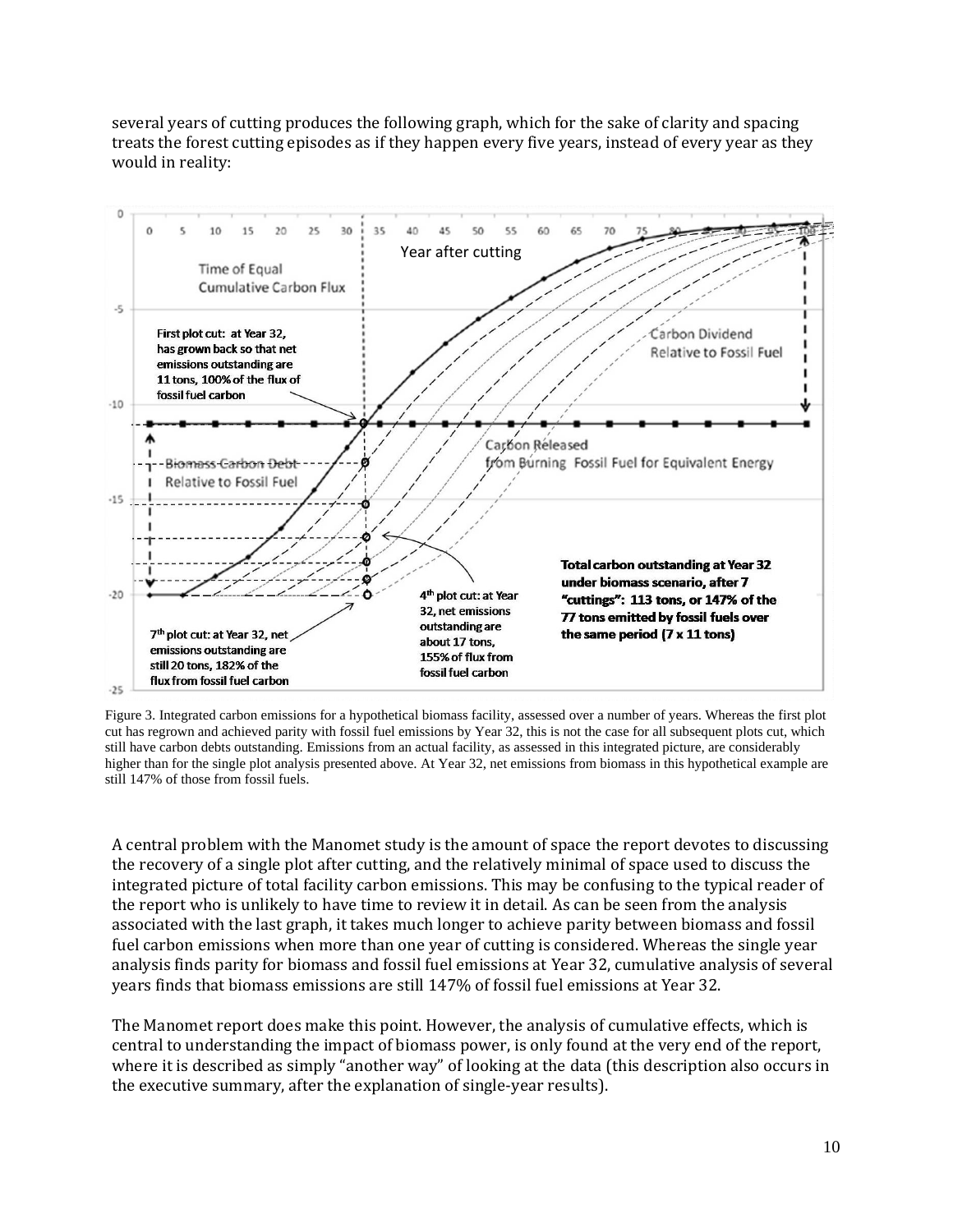several years of cutting produces the following graph, which for the sake of clarity and spacing treats the forest cutting episodes as if they happen every five years, instead of every year as they would in reality:

Figure 3. Integrated carbon emissions for a hypothetical biomass facility, assessed over a number of years. Whereas the first plot cut has regrown and achieved parity with fossil fuel emissions by Year 32, this is not the case for all subsequent plots cut, which still have carbon debts outstanding. Emissions from an actual facility, as assessed in this integrated picture, are considerably higher than for the single plot analysis presented above. At Year 32, net emissions from biomass in this hypothetical example are still 147% of those from fossil fuels.

A central problem with the Manomet study is the amount of space the report devotes to discussing the recovery of a single plot after cutting, and the relatively minimal of space used to discuss the integrated picture of total facility carbon emissions. This may be confusing to the typical reader of the report who is unlikely to have time to review it in detail. As can be seen from the analysis associated with the last graph, it takes much longer to achieve parity between biomass and fossil fuel carbon emissions when more than one year of cutting is considered. Whereas the single year analysis finds parity for biomass and fossil fuel emissions at Year 32, cumulative analysis of several years finds that biomass emissions are still 147% of fossil fuel emissions at Year 32.

The Manomet report does make this point. However, the analysis of cumulative effects, which is central to understanding the impact of biomass power, is only found at the very end of the report, where it is described as simply "another way" of looking at the data (this description also occurs in the executive summary, after the explanation of single-year results).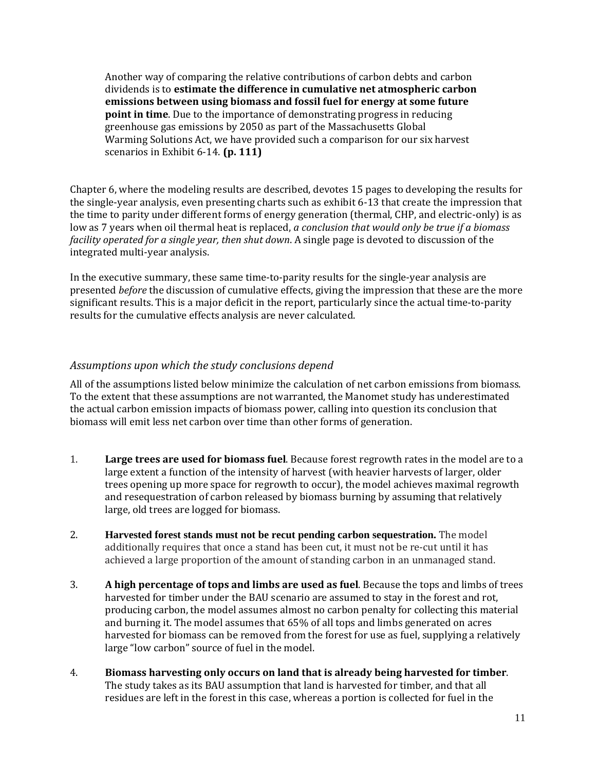> Another way of comparing the relative contributions of carbon debts and carbon dividends is to **estimate the difference in cumulative net atmospheric carbon emissions between using biomass and fossil fuel for energy at some future point in time**. Due to the importance of demonstrating progress in reducing greenhouse gas emissions by 2050 as part of the Massachusetts Global Warming Solutions Act, we have provided such a comparison for our six harvest scenarios in Exhibit 6-14. **(p. 111)**

Chapter 6, where the modeling results are described, devotes 15 pages to developing the results for the single-year analysis, even presenting charts such as exhibit 6-13 that create the impression that the time to parity under different forms of energy generation (thermal, CHP, and electric-only) is as low as 7 years when oil thermal heat is replaced, *a conclusion that would only be true if a biomass facility operated for a single year, then shut down*. A single page is devoted to discussion of the integrated multi-year analysis.

In the executive summary, these same time-to-parity results for the single-year analysis are presented *before* the discussion of cumulative effects, giving the impression that these are the more significant results. This is a major deficit in the report, particularly since the actual time-to-parity results for the cumulative effects analysis are never calculated.

### *Assumptions upon which the study conclusions depend*

All of the assumptions listed below minimize the calculation of net carbon emissions from biomass. To the extent that these assumptions are not warranted, the Manomet study has underestimated the actual carbon emission impacts of biomass power, calling into question its conclusion that biomass will emit less net carbon over time than other forms of generation.

1. **Large trees are used for biomass fuel**. Because forest regrowth rates in the model are to a large extent a function of the intensity of harvest (with heavier harvests of larger, older trees opening up more space for regrowth to occur), the model achieves maximal regrowth and resequestration of carbon released by biomass burning by assuming that relatively large, old trees are logged for biomass.

2. **Harvested forest stands must not be recut pending carbon sequestration.** The model additionally requires that once a stand has been cut, it must not be re-cut until it has achieved a large proportion of the amount of standing carbon in an unmanaged stand.

3. **A high percentage of tops and limbs are used as fuel**. Because the tops and limbs of trees harvested for timber under the BAU scenario are assumed to stay in the forest and rot, producing carbon, the model assumes almost no carbon penalty for collecting this material and burning it. The model assumes that 65% of all tops and limbs generated on acres harvested for biomass can be removed from the forest for use as fuel, supplying a relatively large "low carbon" source of fuel in the model.

4. **Biomass harvesting only occurs on land that is already being harvested for timber**. The study takes as its BAU assumption that land is harvested for timber, and that all residues are left in the forest in this case, whereas a portion is collected for fuel in the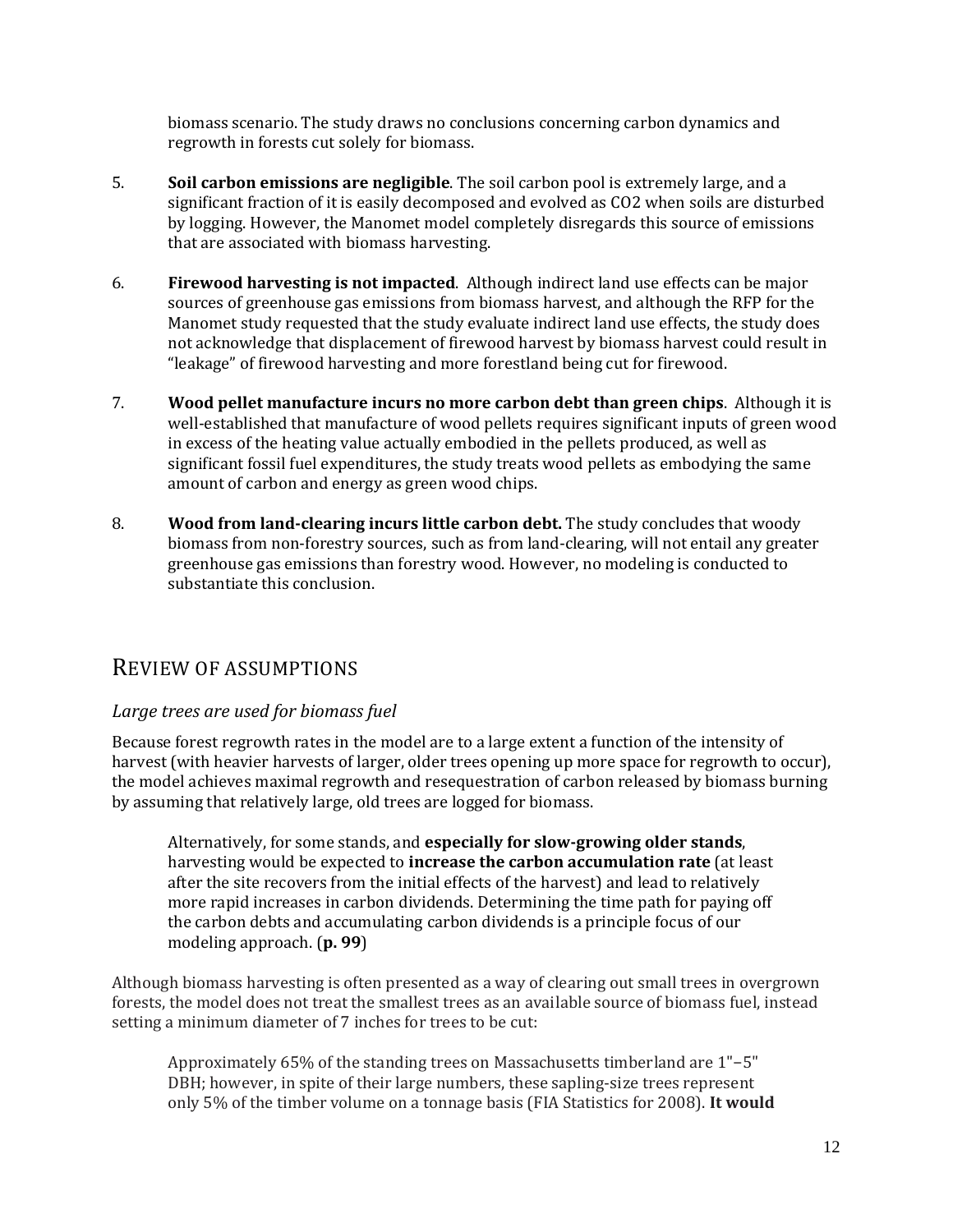biomass scenario. The study draws no conclusions concerning carbon dynamics and regrowth in forests cut solely for biomass.

5. **Soil carbon emissions are negligible**. The soil carbon pool is extremely large, and a significant fraction of it is easily decomposed and evolved as $CO_2$ when soils are disturbed by logging. However, the Manomet model completely disregards this source of emissions that are associated with biomass harvesting.

6. **Firewood harvesting is not impacted**. Although indirect land use effects can be major sources of greenhouse gas emissions from biomass harvest, and although the RFP for the Manomet study requested that the study evaluate indirect land use effects, the study does not acknowledge that displacement of firewood harvest by biomass harvest could result in "leakage" of firewood harvesting and more forestland being cut for firewood.

7. **Wood pellet manufacture incurs no more carbon debt than green chips**. Although it is well-established that manufacture of wood pellets requires significant inputs of green wood in excess of the heating value actually embodied in the pellets produced, as well as significant fossil fuel expenditures, the study treats wood pellets as embodying the same amount of carbon and energy as green wood chips.

8. **Wood from land-clearing incurs little carbon debt.** The study concludes that woody biomass from non-forestry sources, such as from land-clearing, will not entail any greater greenhouse gas emissions than forestry wood. However, no modeling is conducted to substantiate this conclusion.

## Review of Assumptions

### *Large trees are used for biomass fuel*

Because forest regrowth rates in the model are to a large extent a function of the intensity of harvest (with heavier harvests of larger, older trees opening up more space for regrowth to occur), the model achieves maximal regrowth and resequestration of carbon released by biomass burning by assuming that relatively large, old trees are logged for biomass.

> Alternatively, for some stands, and **especially for slow-growing older stands**, harvesting would be expected to **increase the carbon accumulation rate** (at least after the site recovers from the initial effects of the harvest) and lead to relatively more rapid increases in carbon dividends. Determining the time path for paying off the carbon debts and accumulating carbon dividends is a principle focus of our modeling approach. (**p. 99**)

Although biomass harvesting is often presented as a way of clearing out small trees in overgrown forests, the model does not treat the smallest trees as an available source of biomass fuel, instead setting a minimum diameter of 7 inches for trees to be cut:

> Approximately 65% of the standing trees on Massachusetts timberland are 1"–5" DBH; however, in spite of their large numbers, these sapling-size trees represent only 5% of the timber volume on a tonnage basis (FIA Statistics for 2008). **It would**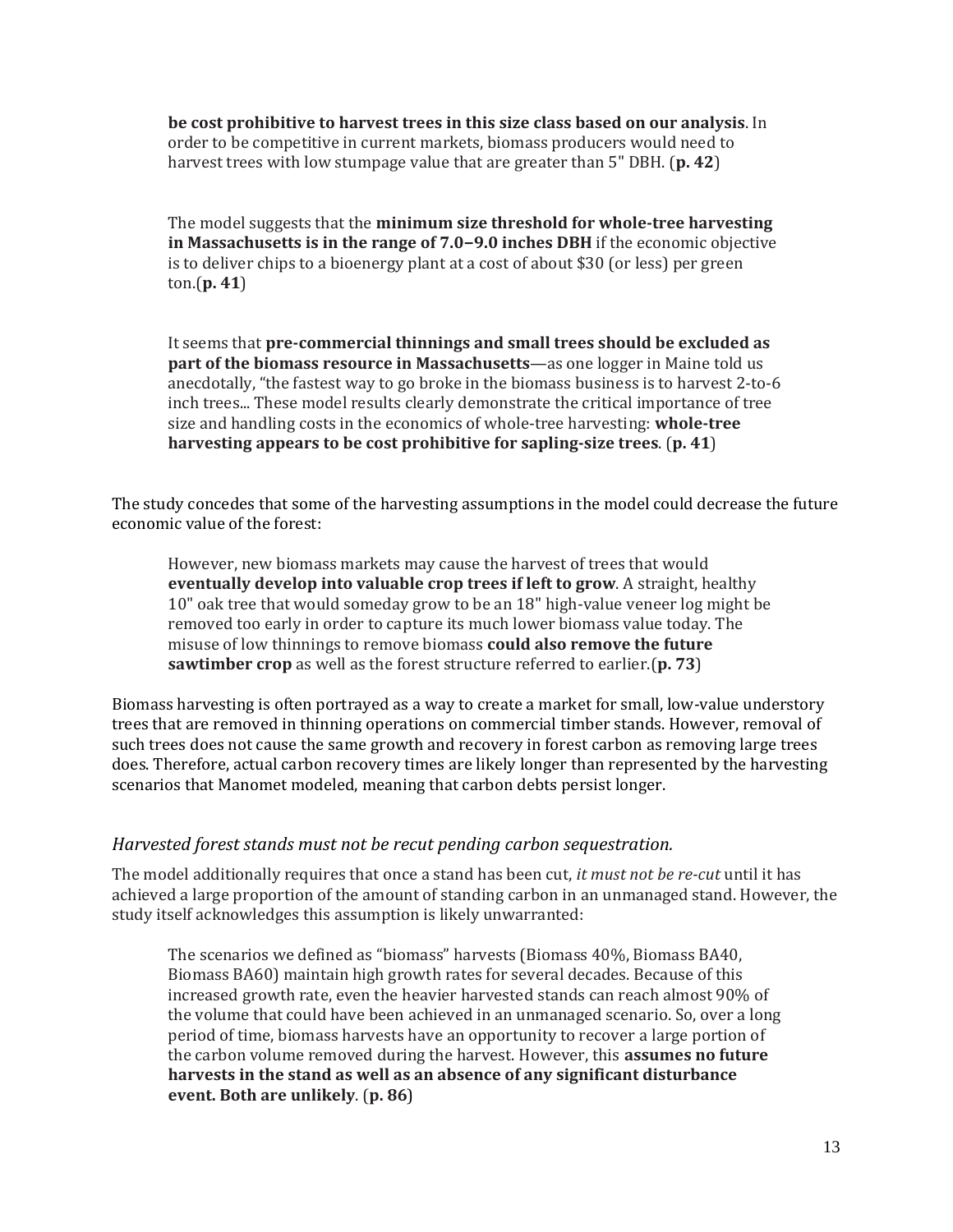> **be cost prohibitive to harvest trees in this size class based on our analysis**. In order to be competitive in current markets, biomass producers would need to harvest trees with low stumpage value that are greater than 5" DBH. (**p. 42**)

> The model suggests that the **minimum size threshold for whole-tree harvesting in Massachusetts is in the range of 7.0–9.0 inches DBH** if the economic objective is to deliver chips to a bioenergy plant at a cost of about $30 (or less) per green ton.(**p. 41**)

> It seems that **pre-commercial thinnings and small trees should be excluded as part of the biomass resource in Massachusetts**—as one logger in Maine told us anecdotally, "the fastest way to go broke in the biomass business is to harvest 2-to-6 inch trees... These model results clearly demonstrate the critical importance of tree size and handling costs in the economics of whole-tree harvesting: **whole-tree harvesting appears to be cost prohibitive for sapling-size trees**. (**p. 41**)

The study concedes that some of the harvesting assumptions in the model could decrease the future economic value of the forest:

> However, new biomass markets may cause the harvest of trees that would **eventually develop into valuable crop trees if left to grow**. A straight, healthy 10" oak tree that would someday grow to be an 18" high-value veneer log might be removed too early in order to capture its much lower biomass value today. The misuse of low thinnings to remove biomass **could also remove the future sawtimber crop** as well as the forest structure referred to earlier.(**p. 73**)

Biomass harvesting is often portrayed as a way to create a market for small, low-value understory trees that are removed in thinning operations on commercial timber stands. However, removal of such trees does not cause the same growth and recovery in forest carbon as removing large trees does. Therefore, actual carbon recovery times are likely longer than represented by the harvesting scenarios that Manomet modeled, meaning that carbon debts persist longer.

### *Harvested forest stands must not be recut pending carbon sequestration.*

The model additionally requires that once a stand has been cut, *it must not be re-cut* until it has achieved a large proportion of the amount of standing carbon in an unmanaged stand. However, the study itself acknowledges this assumption is likely unwarranted:

> The scenarios we defined as "biomass" harvests (Biomass 40%, Biomass BA40, Biomass BA60) maintain high growth rates for several decades. Because of this increased growth rate, even the heavier harvested stands can reach almost 90% of the volume that could have been achieved in an unmanaged scenario. So, over a long period of time, biomass harvests have an opportunity to recover a large portion of the carbon volume removed during the harvest. However, this **assumes no future harvests in the stand as well as an absence of any significant disturbance event. Both are unlikely**. (**p. 86**)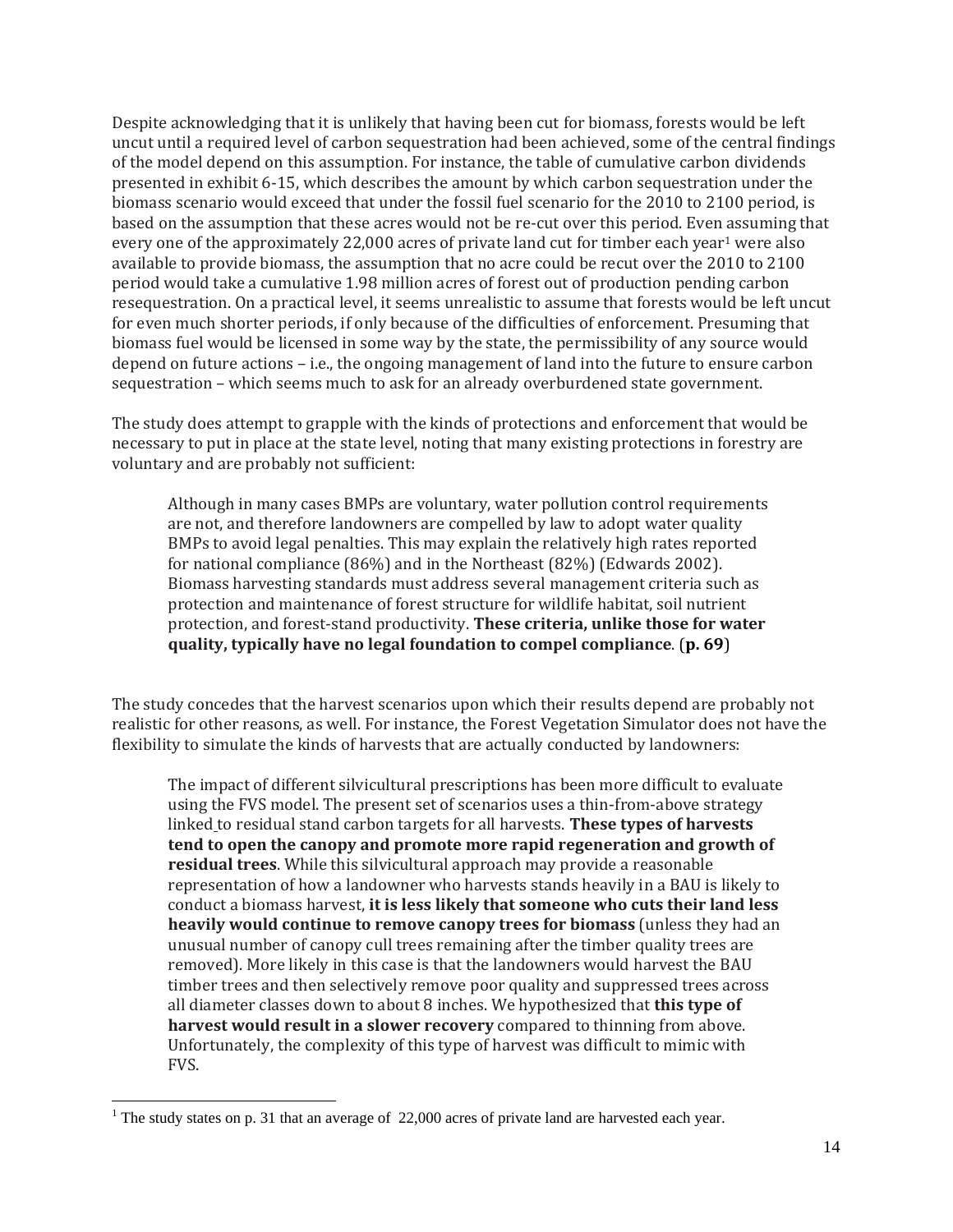Despite acknowledging that it is unlikely that having been cut for biomass, forests would be left uncut until a required level of carbon sequestration had been achieved, some of the central findings of the model depend on this assumption. For instance, the table of cumulative carbon dividends presented in exhibit 6-15, which describes the amount by which carbon sequestration under the biomass scenario would exceed that under the fossil fuel scenario for the 2010 to 2100 period, is based on the assumption that these acres would not be re-cut over this period. Even assuming that every one of the approximately 22,000 acres of private land cut for timber each year[1] were also available to provide biomass, the assumption that no acre could be recut over the 2010 to 2100 period would take a cumulative 1.98 million acres of forest out of production pending carbon resequestration. On a practical level, it seems unrealistic to assume that forests would be left uncut for even much shorter periods, if only because of the difficulties of enforcement. Presuming that biomass fuel would be licensed in some way by the state, the permissibility of any source would depend on future actions – i.e., the ongoing management of land into the future to ensure carbon sequestration – which seems much to ask for an already overburdened state government.

The study does attempt to grapple with the kinds of protections and enforcement that would be necessary to put in place at the state level, noting that many existing protections in forestry are voluntary and are probably not sufficient:

> Although in many cases BMPs are voluntary, water pollution control requirements are not, and therefore landowners are compelled by law to adopt water quality BMPs to avoid legal penalties. This may explain the relatively high rates reported for national compliance (86%) and in the Northeast (82%) (Edwards 2002). Biomass harvesting standards must address several management criteria such as protection and maintenance of forest structure for wildlife habitat, soil nutrient protection, and forest-stand productivity. **These criteria, unlike those for water quality, typically have no legal foundation to compel compliance**. (**p. 69**)

The study concedes that the harvest scenarios upon which their results depend are probably not realistic for other reasons, as well. For instance, the Forest Vegetation Simulator does not have the flexibility to simulate the kinds of harvests that are actually conducted by landowners:

> The impact of different silvicultural prescriptions has been more difficult to evaluate using the FVS model. The present set of scenarios uses a thin-from-above strategy linked to residual stand carbon targets for all harvests. **These types of harvests tend to open the canopy and promote more rapid regeneration and growth of residual trees**. While this silvicultural approach may provide a reasonable representation of how a landowner who harvests stands heavily in a BAU is likely to conduct a biomass harvest, **it is less likely that someone who cuts their land less heavily would continue to remove canopy trees for biomass** (unless they had an unusual number of canopy cull trees remaining after the timber quality trees are removed). More likely in this case is that the landowners would harvest the BAU timber trees and then selectively remove poor quality and suppressed trees across all diameter classes down to about 8 inches. We hypothesized that **this type of harvest would result in a slower recovery** compared to thinning from above. Unfortunately, the complexity of this type of harvest was difficult to mimic with FVS.

[1] The study states on p. 31 that an average of 22,000 acres of private land are harvested each year.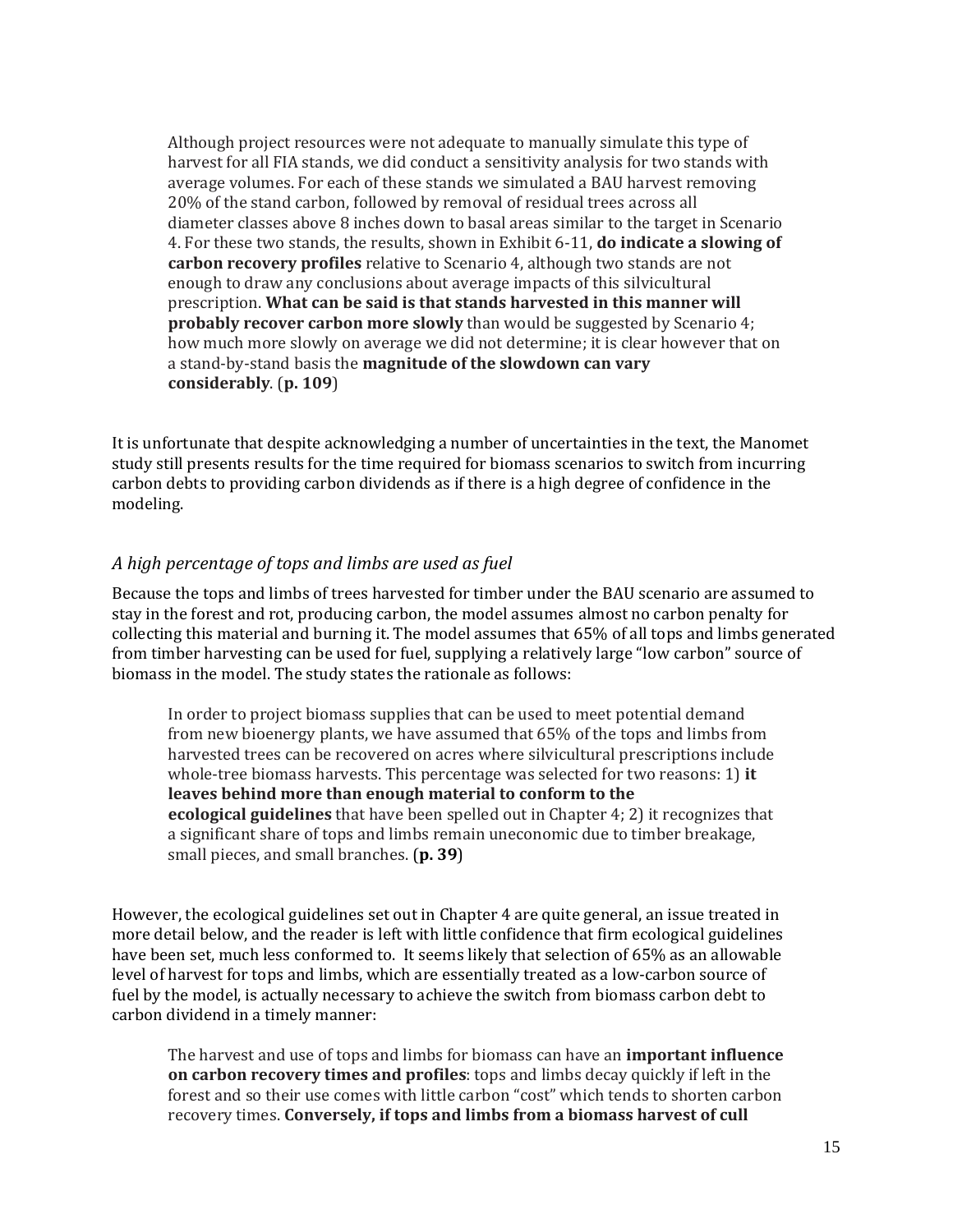> Although project resources were not adequate to manually simulate this type of harvest for all FIA stands, we did conduct a sensitivity analysis for two stands with average volumes. For each of these stands we simulated a BAU harvest removing 20% of the stand carbon, followed by removal of residual trees across all diameter classes above 8 inches down to basal areas similar to the target in Scenario 4. For these two stands, the results, shown in Exhibit 6-11, **do indicate a slowing of carbon recovery profiles** relative to Scenario 4, although two stands are not enough to draw any conclusions about average impacts of this silvicultural prescription. **What can be said is that stands harvested in this manner will probably recover carbon more slowly** than would be suggested by Scenario 4; how much more slowly on average we did not determine; it is clear however that on a stand-by-stand basis the **magnitude of the slowdown can vary considerably**. (**p. 109**)

It is unfortunate that despite acknowledging a number of uncertainties in the text, the Manomet study still presents results for the time required for biomass scenarios to switch from incurring carbon debts to providing carbon dividends as if there is a high degree of confidence in the modeling.

### *A high percentage of tops and limbs are used as fuel*

Because the tops and limbs of trees harvested for timber under the BAU scenario are assumed to stay in the forest and rot, producing carbon, the model assumes almost no carbon penalty for collecting this material and burning it. The model assumes that 65% of all tops and limbs generated from timber harvesting can be used for fuel, supplying a relatively large "low carbon" source of biomass in the model. The study states the rationale as follows:

> In order to project biomass supplies that can be used to meet potential demand from new bioenergy plants, we have assumed that 65% of the tops and limbs from harvested trees can be recovered on acres where silvicultural prescriptions include whole-tree biomass harvests. This percentage was selected for two reasons: 1) **it leaves behind more than enough material to conform to the ecological guidelines** that have been spelled out in Chapter 4; 2) it recognizes that a significant share of tops and limbs remain uneconomic due to timber breakage, small pieces, and small branches. (**p. 39**)

However, the ecological guidelines set out in Chapter 4 are quite general, an issue treated in more detail below, and the reader is left with little confidence that firm ecological guidelines have been set, much less conformed to. It seems likely that selection of 65% as an allowable level of harvest for tops and limbs, which are essentially treated as a low-carbon source of fuel by the model, is actually necessary to achieve the switch from biomass carbon debt to carbon dividend in a timely manner:

> The harvest and use of tops and limbs for biomass can have an **important influence on carbon recovery times and profiles**: tops and limbs decay quickly if left in the forest and so their use comes with little carbon "cost" which tends to shorten carbon recovery times. **Conversely, if tops and limbs from a biomass harvest of cull**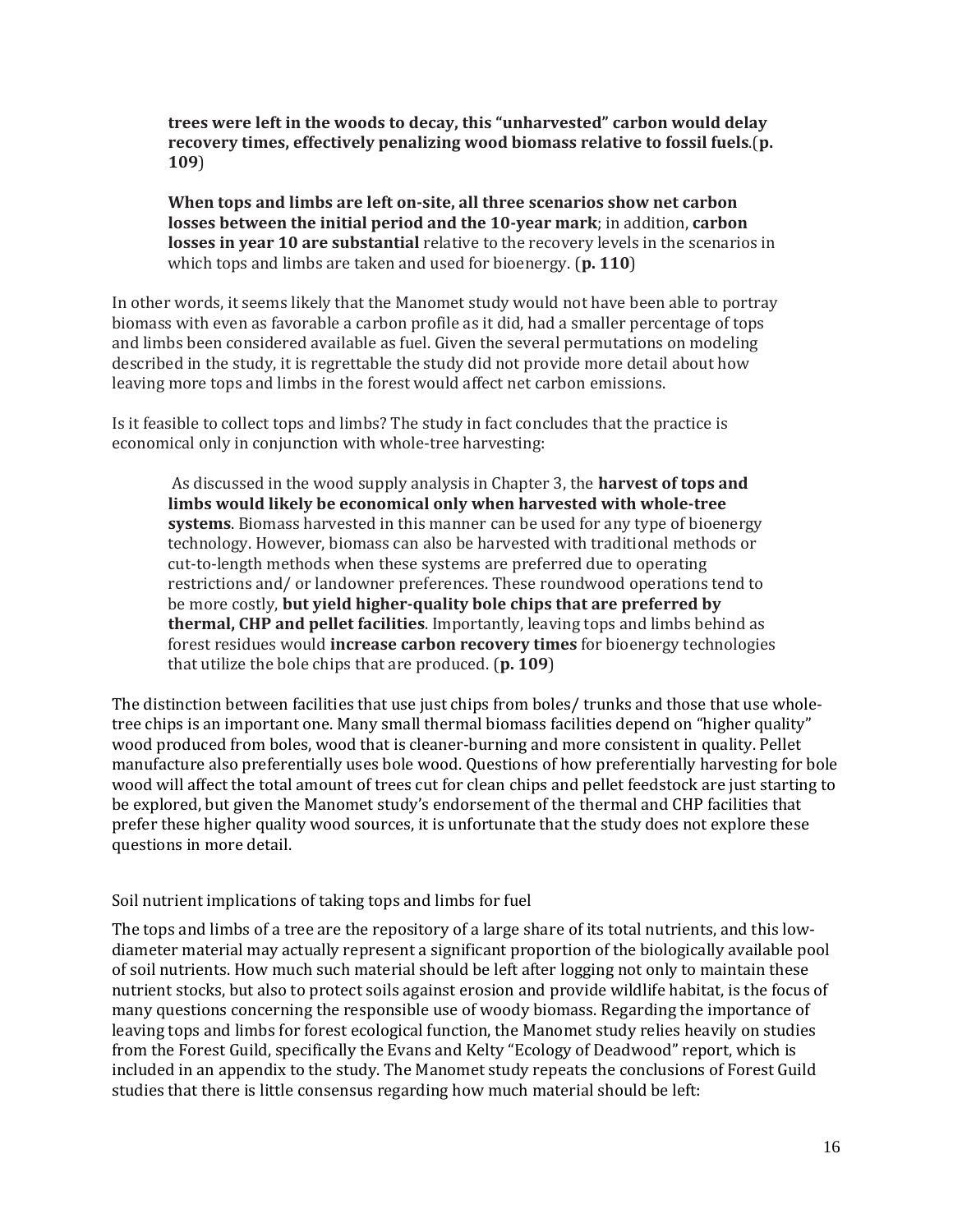> **trees were left in the woods to decay, this "unharvested" carbon would delay recovery times, effectively penalizing wood biomass relative to fossil fuels**.(**p. 109**)
>
> **When tops and limbs are left on-site, all three scenarios show net carbon losses between the initial period and the 10-year mark**; in addition, **carbon losses in year 10 are substantial** relative to the recovery levels in the scenarios in which tops and limbs are taken and used for bioenergy. (**p. 110**)

In other words, it seems likely that the Manomet study would not have been able to portray biomass with even as favorable a carbon profile as it did, had a smaller percentage of tops and limbs been considered available as fuel. Given the several permutations on modeling described in the study, it is regrettable the study did not provide more detail about how leaving more tops and limbs in the forest would affect net carbon emissions.

Is it feasible to collect tops and limbs? The study in fact concludes that the practice is economical only in conjunction with whole-tree harvesting:

> As discussed in the wood supply analysis in Chapter 3, the **harvest of tops and limbs would likely be economical only when harvested with whole-tree systems**. Biomass harvested in this manner can be used for any type of bioenergy technology. However, biomass can also be harvested with traditional methods or cut-to-length methods when these systems are preferred due to operating restrictions and/ or landowner preferences. These roundwood operations tend to be more costly, **but yield higher-quality bole chips that are preferred by thermal, CHP and pellet facilities**. Importantly, leaving tops and limbs behind as forest residues would **increase carbon recovery times** for bioenergy technologies that utilize the bole chips that are produced. (**p. 109**)

The distinction between facilities that use just chips from boles/ trunks and those that use whole-tree chips is an important one. Many small thermal biomass facilities depend on "higher quality" wood produced from boles, wood that is cleaner-burning and more consistent in quality. Pellet manufacture also preferentially uses bole wood. Questions of how preferentially harvesting for bole wood will affect the total amount of trees cut for clean chips and pellet feedstock are just starting to be explored, but given the Manomet study's endorsement of the thermal and CHP facilities that prefer these higher quality wood sources, it is unfortunate that the study does not explore these questions in more detail.

Soil nutrient implications of taking tops and limbs for fuel

The tops and limbs of a tree are the repository of a large share of its total nutrients, and this low-diameter material may actually represent a significant proportion of the biologically available pool of soil nutrients. How much such material should be left after logging not only to maintain these nutrient stocks, but also to protect soils against erosion and provide wildlife habitat, is the focus of many questions concerning the responsible use of woody biomass. Regarding the importance of leaving tops and limbs for forest ecological function, the Manomet study relies heavily on studies from the Forest Guild, specifically the Evans and Kelty "Ecology of Deadwood" report, which is included in an appendix to the study. The Manomet study repeats the conclusions of Forest Guild studies that there is little consensus regarding how much material should be left: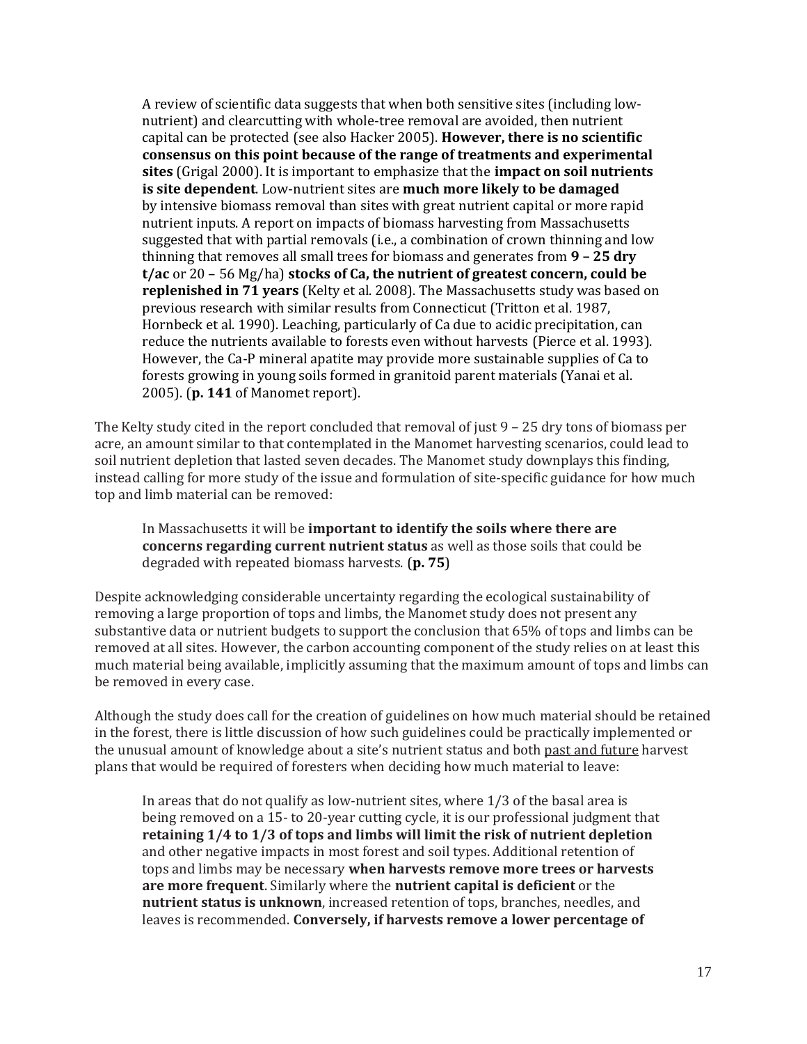> A review of scientific data suggests that when both sensitive sites (including low-nutrient) and clearcutting with whole-tree removal are avoided, then nutrient capital can be protected (see also Hacker 2005). **However, there is no scientific consensus on this point because of the range of treatments and experimental sites** (Grigal 2000). It is important to emphasize that the **impact on soil nutrients is site dependent**. Low-nutrient sites are **much more likely to be damaged** by intensive biomass removal than sites with great nutrient capital or more rapid nutrient inputs. A report on impacts of biomass harvesting from Massachusetts suggested that with partial removals (i.e., a combination of crown thinning and low thinning that removes all small trees for biomass and generates from **9 – 25 dry t/ac** or 20 – 56 Mg/ha) **stocks of Ca, the nutrient of greatest concern, could be replenished in 71 years** (Kelty et al. 2008). The Massachusetts study was based on previous research with similar results from Connecticut (Tritton et al. 1987, Hornbeck et al. 1990). Leaching, particularly of Ca due to acidic precipitation, can reduce the nutrients available to forests even without harvests (Pierce et al. 1993). However, the Ca-P mineral apatite may provide more sustainable supplies of Ca to forests growing in young soils formed in granitoid parent materials (Yanai et al. 2005). (**p. 141** of Manomet report).

The Kelty study cited in the report concluded that removal of just 9 – 25 dry tons of biomass per acre, an amount similar to that contemplated in the Manomet harvesting scenarios, could lead to soil nutrient depletion that lasted seven decades. The Manomet study downplays this finding, instead calling for more study of the issue and formulation of site-specific guidance for how much top and limb material can be removed:

> In Massachusetts it will be **important to identify the soils where there are concerns regarding current nutrient status** as well as those soils that could be degraded with repeated biomass harvests. (**p. 75**)

Despite acknowledging considerable uncertainty regarding the ecological sustainability of removing a large proportion of tops and limbs, the Manomet study does not present any substantive data or nutrient budgets to support the conclusion that 65% of tops and limbs can be removed at all sites. However, the carbon accounting component of the study relies on at least this much material being available, implicitly assuming that the maximum amount of tops and limbs can be removed in every case.

Although the study does call for the creation of guidelines on how much material should be retained in the forest, there is little discussion of how such guidelines could be practically implemented or the unusual amount of knowledge about a site's nutrient status and both past and future harvest plans that would be required of foresters when deciding how much material to leave:

> In areas that do not qualify as low-nutrient sites, where 1/3 of the basal area is being removed on a 15- to 20-year cutting cycle, it is our professional judgment that **retaining 1/4 to 1/3 of tops and limbs will limit the risk of nutrient depletion** and other negative impacts in most forest and soil types. Additional retention of tops and limbs may be necessary **when harvests remove more trees or harvests are more frequent**. Similarly where the **nutrient capital is deficient** or the **nutrient status is unknown**, increased retention of tops, branches, needles, and leaves is recommended. **Conversely, if harvests remove a lower percentage of**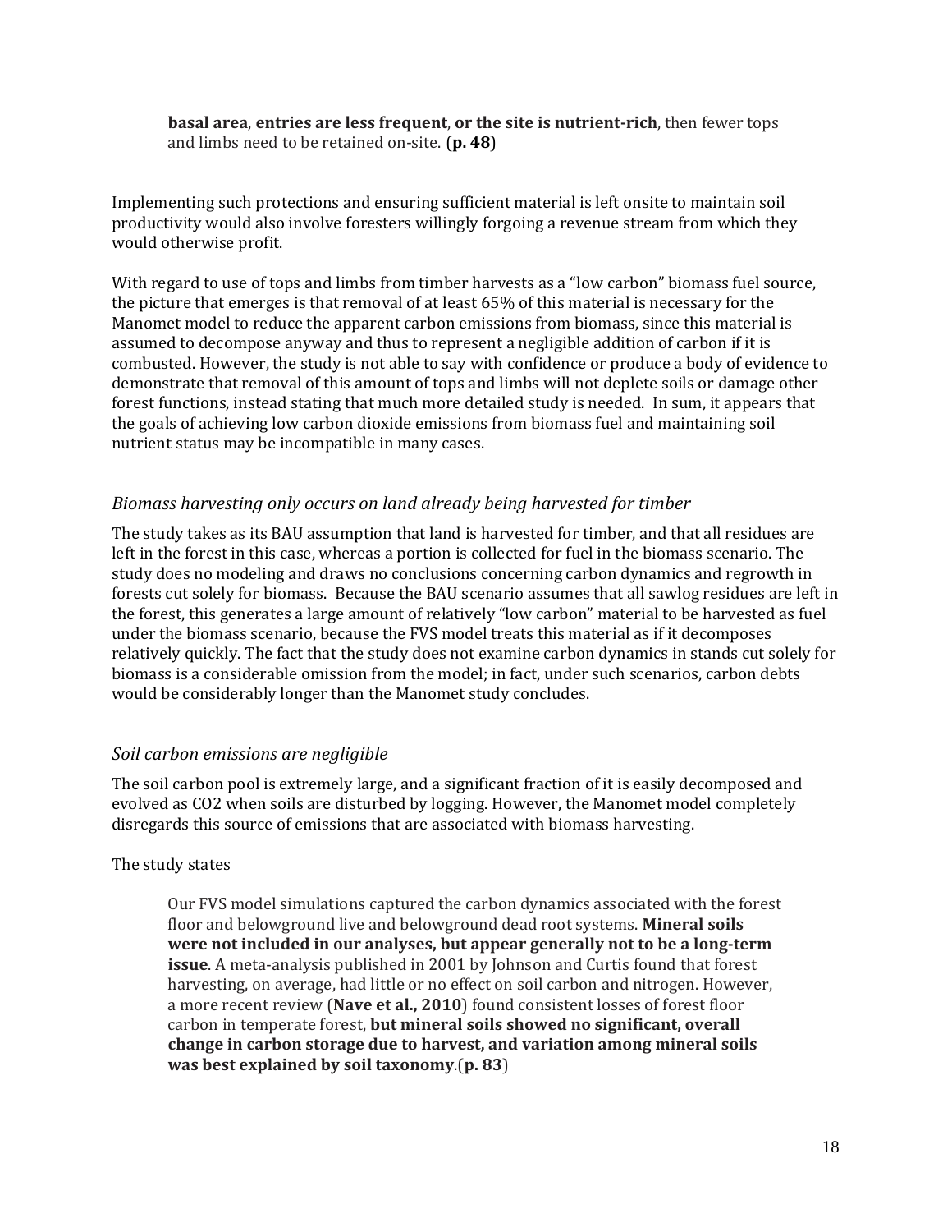> **basal area**, **entries are less frequent**, **or the site is nutrient-rich**, then fewer tops and limbs need to be retained on-site. (**p. 48**)

Implementing such protections and ensuring sufficient material is left onsite to maintain soil productivity would also involve foresters willingly forgoing a revenue stream from which they would otherwise profit.

With regard to use of tops and limbs from timber harvests as a "low carbon" biomass fuel source, the picture that emerges is that removal of at least 65% of this material is necessary for the Manomet model to reduce the apparent carbon emissions from biomass, since this material is assumed to decompose anyway and thus to represent a negligible addition of carbon if it is combusted. However, the study is not able to say with confidence or produce a body of evidence to demonstrate that removal of this amount of tops and limbs will not deplete soils or damage other forest functions, instead stating that much more detailed study is needed. In sum, it appears that the goals of achieving low carbon dioxide emissions from biomass fuel and maintaining soil nutrient status may be incompatible in many cases.

### *Biomass harvesting only occurs on land already being harvested for timber*

The study takes as its BAU assumption that land is harvested for timber, and that all residues are left in the forest in this case, whereas a portion is collected for fuel in the biomass scenario. The study does no modeling and draws no conclusions concerning carbon dynamics and regrowth in forests cut solely for biomass. Because the BAU scenario assumes that all sawlog residues are left in the forest, this generates a large amount of relatively "low carbon" material to be harvested as fuel under the biomass scenario, because the FVS model treats this material as if it decomposes relatively quickly. The fact that the study does not examine carbon dynamics in stands cut solely for biomass is a considerable omission from the model; in fact, under such scenarios, carbon debts would be considerably longer than the Manomet study concludes.

### *Soil carbon emissions are negligible*

The soil carbon pool is extremely large, and a significant fraction of it is easily decomposed and evolved as $CO_2$ when soils are disturbed by logging. However, the Manomet model completely disregards this source of emissions that are associated with biomass harvesting.

The study states

> Our FVS model simulations captured the carbon dynamics associated with the forest floor and belowground live and belowground dead root systems. **Mineral soils were not included in our analyses, but appear generally not to be a long-term issue**. A meta-analysis published in 2001 by Johnson and Curtis found that forest harvesting, on average, had little or no effect on soil carbon and nitrogen. However, a more recent review (**Nave et al., 2010**) found consistent losses of forest floor carbon in temperate forest, **but mineral soils showed no significant, overall change in carbon storage due to harvest, and variation among mineral soils was best explained by soil taxonomy**.(**p. 83**)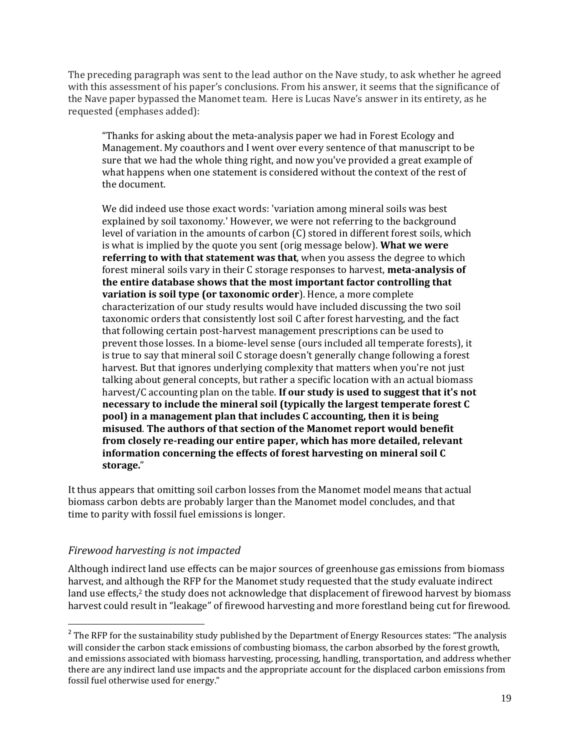The preceding paragraph was sent to the lead author on the Nave study, to ask whether he agreed with this assessment of his paper's conclusions. From his answer, it seems that the significance of the Nave paper bypassed the Manomet team. Here is Lucas Nave's answer in its entirety, as he requested (emphases added):

> "Thanks for asking about the meta-analysis paper we had in Forest Ecology and Management. My coauthors and I went over every sentence of that manuscript to be sure that we had the whole thing right, and now you've provided a great example of what happens when one statement is considered without the context of the rest of the document.
>
> We did indeed use those exact words: 'variation among mineral soils was best explained by soil taxonomy.' However, we were not referring to the background level of variation in the amounts of carbon (C) stored in different forest soils, which is what is implied by the quote you sent (orig message below). **What we were referring to with that statement was that**, when you assess the degree to which forest mineral soils vary in their C storage responses to harvest, **meta-analysis of the entire database shows that the most important factor controlling that variation is soil type (or taxonomic order)**. Hence, a more complete characterization of our study results would have included discussing the two soil taxonomic orders that consistently lost soil C after forest harvesting, and the fact that following certain post-harvest management prescriptions can be used to prevent those losses. In a biome-level sense (ours included all temperate forests), it is true to say that mineral soil C storage doesn't generally change following a forest harvest. But that ignores underlying complexity that matters when you're not just talking about general concepts, but rather a specific location with an actual biomass harvest/C accounting plan on the table. **If our study is used to suggest that it's not necessary to include the mineral soil (typically the largest temperate forest C pool) in a management plan that includes C accounting, then it is being misused**. **The authors of that section of the Manomet report would benefit from closely re-reading our entire paper, which has more detailed, relevant information concerning the effects of forest harvesting on mineral soil C storage.**"

It thus appears that omitting soil carbon losses from the Manomet model means that actual biomass carbon debts are probably larger than the Manomet model concludes, and that time to parity with fossil fuel emissions is longer.

### *Firewood harvesting is not impacted*

Although indirect land use effects can be major sources of greenhouse gas emissions from biomass harvest, and although the RFP for the Manomet study requested that the study evaluate indirect land use effects,[2] the study does not acknowledge that displacement of firewood harvest by biomass harvest could result in "leakage" of firewood harvesting and more forestland being cut for firewood.

---

[2] The RFP for the sustainability study published by the Department of Energy Resources states: "The analysis will consider the carbon stack emissions of combusting biomass, the carbon absorbed by the forest growth, and emissions associated with biomass harvesting, processing, handling, transportation, and address whether there are any indirect land use impacts and the appropriate account for the displaced carbon emissions from fossil fuel otherwise used for energy."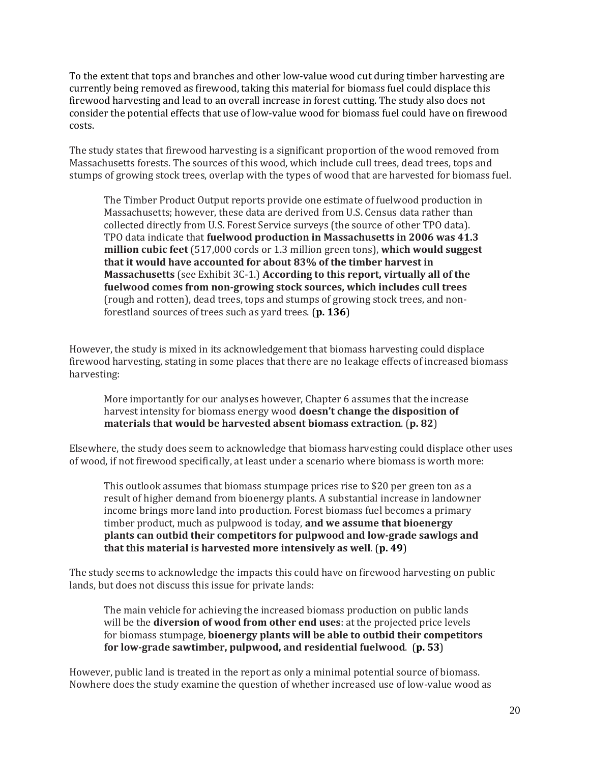To the extent that tops and branches and other low-value wood cut during timber harvesting are currently being removed as firewood, taking this material for biomass fuel could displace this firewood harvesting and lead to an overall increase in forest cutting. The study also does not consider the potential effects that use of low-value wood for biomass fuel could have on firewood costs.

The study states that firewood harvesting is a significant proportion of the wood removed from Massachusetts forests. The sources of this wood, which include cull trees, dead trees, tops and stumps of growing stock trees, overlap with the types of wood that are harvested for biomass fuel.

> The Timber Product Output reports provide one estimate of fuelwood production in Massachusetts; however, these data are derived from U.S. Census data rather than collected directly from U.S. Forest Service surveys (the source of other TPO data). TPO data indicate that **fuelwood production in Massachusetts in 2006 was 41.3 million cubic feet** (517,000 cords or 1.3 million green tons), **which would suggest that it would have accounted for about 83% of the timber harvest in Massachusetts** (see Exhibit 3C-1.) **According to this report, virtually all of the fuelwood comes from non-growing stock sources, which includes cull trees** (rough and rotten), dead trees, tops and stumps of growing stock trees, and non-forestland sources of trees such as yard trees. (**p. 136**)

However, the study is mixed in its acknowledgement that biomass harvesting could displace firewood harvesting, stating in some places that there are no leakage effects of increased biomass harvesting:

> More importantly for our analyses however, Chapter 6 assumes that the increase harvest intensity for biomass energy wood **doesn't change the disposition of materials that would be harvested absent biomass extraction**. (**p. 82**)

Elsewhere, the study does seem to acknowledge that biomass harvesting could displace other uses of wood, if not firewood specifically, at least under a scenario where biomass is worth more:

> This outlook assumes that biomass stumpage prices rise to $20 per green ton as a result of higher demand from bioenergy plants. A substantial increase in landowner income brings more land into production. Forest biomass fuel becomes a primary timber product, much as pulpwood is today, **and we assume that bioenergy plants can outbid their competitors for pulpwood and low-grade sawlogs and that this material is harvested more intensively as well**. (**p. 49**)

The study seems to acknowledge the impacts this could have on firewood harvesting on public lands, but does not discuss this issue for private lands:

> The main vehicle for achieving the increased biomass production on public lands will be the **diversion of wood from other end uses**: at the projected price levels for biomass stumpage, **bioenergy plants will be able to outbid their competitors for low-grade sawtimber, pulpwood, and residential fuelwood**. (**p. 53**)

However, public land is treated in the report as only a minimal potential source of biomass. Nowhere does the study examine the question of whether increased use of low-value wood as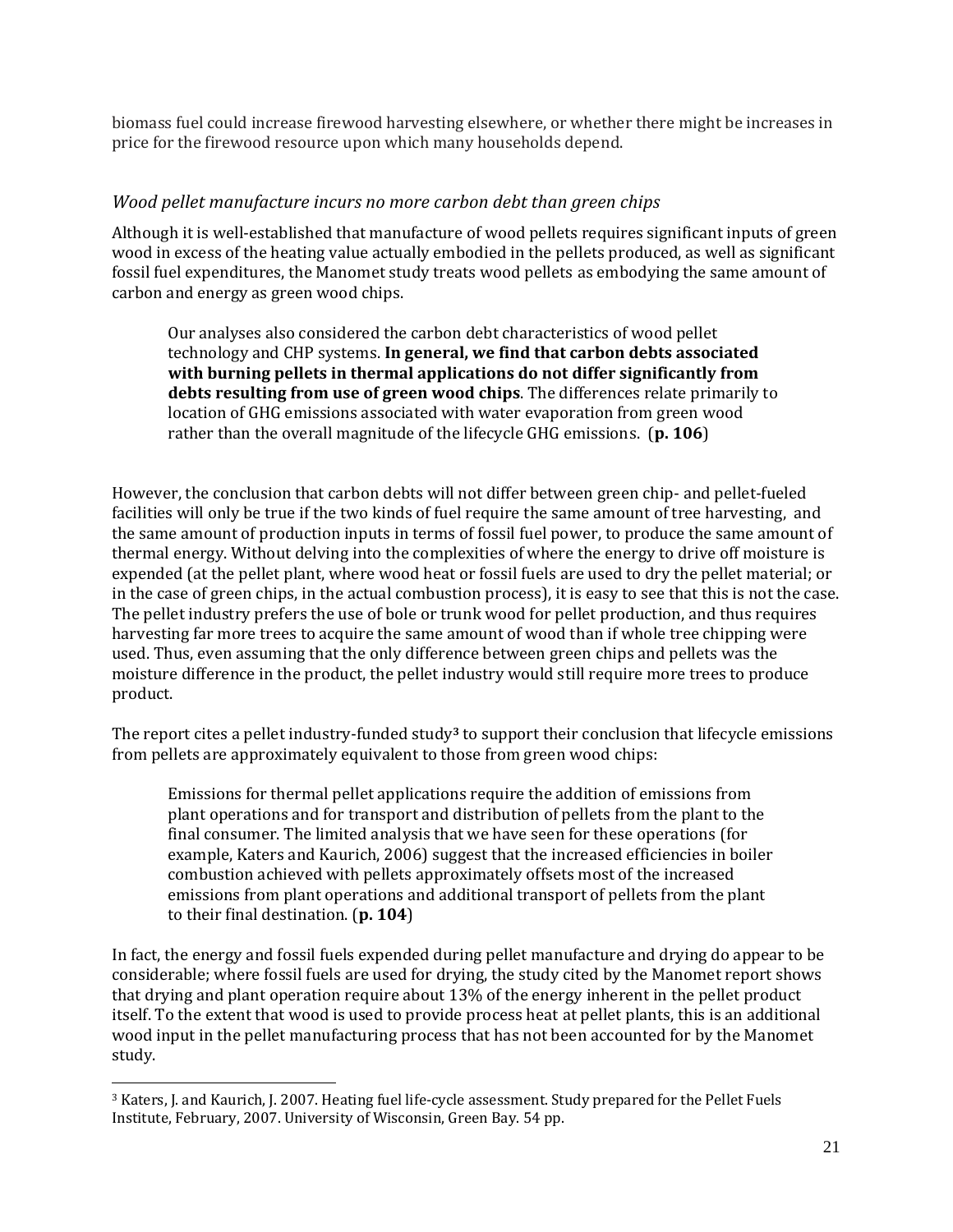biomass fuel could increase firewood harvesting elsewhere, or whether there might be increases in price for the firewood resource upon which many households depend.

### *Wood pellet manufacture incurs no more carbon debt than green chips*

Although it is well-established that manufacture of wood pellets requires significant inputs of green wood in excess of the heating value actually embodied in the pellets produced, as well as significant fossil fuel expenditures, the Manomet study treats wood pellets as embodying the same amount of carbon and energy as green wood chips.

> Our analyses also considered the carbon debt characteristics of wood pellet technology and CHP systems. **In general, we find that carbon debts associated with burning pellets in thermal applications do not differ significantly from debts resulting from use of green wood chips**. The differences relate primarily to location of GHG emissions associated with water evaporation from green wood rather than the overall magnitude of the lifecycle GHG emissions. (**p. 106**)

However, the conclusion that carbon debts will not differ between green chip- and pellet-fueled facilities will only be true if the two kinds of fuel require the same amount of tree harvesting, and the same amount of production inputs in terms of fossil fuel power, to produce the same amount of thermal energy. Without delving into the complexities of where the energy to drive off moisture is expended (at the pellet plant, where wood heat or fossil fuels are used to dry the pellet material; or in the case of green chips, in the actual combustion process), it is easy to see that this is not the case. The pellet industry prefers the use of bole or trunk wood for pellet production, and thus requires harvesting far more trees to acquire the same amount of wood than if whole tree chipping were used. Thus, even assuming that the only difference between green chips and pellets was the moisture difference in the product, the pellet industry would still require more trees to produce product.

The report cites a pellet industry-funded study[3] to support their conclusion that lifecycle emissions from pellets are approximately equivalent to those from green wood chips:

> Emissions for thermal pellet applications require the addition of emissions from plant operations and for transport and distribution of pellets from the plant to the final consumer. The limited analysis that we have seen for these operations (for example, Katers and Kaurich, 2006) suggest that the increased efficiencies in boiler combustion achieved with pellets approximately offsets most of the increased emissions from plant operations and additional transport of pellets from the plant to their final destination. (**p. 104**)

In fact, the energy and fossil fuels expended during pellet manufacture and drying do appear to be considerable; where fossil fuels are used for drying, the study cited by the Manomet report shows that drying and plant operation require about 13% of the energy inherent in the pellet product itself. To the extent that wood is used to provide process heat at pellet plants, this is an additional wood input in the pellet manufacturing process that has not been accounted for by the Manomet study.

[3] Katers, J. and Kaurich, J. 2007. Heating fuel life-cycle assessment. Study prepared for the Pellet Fuels Institute, February, 2007. University of Wisconsin, Green Bay. 54 pp.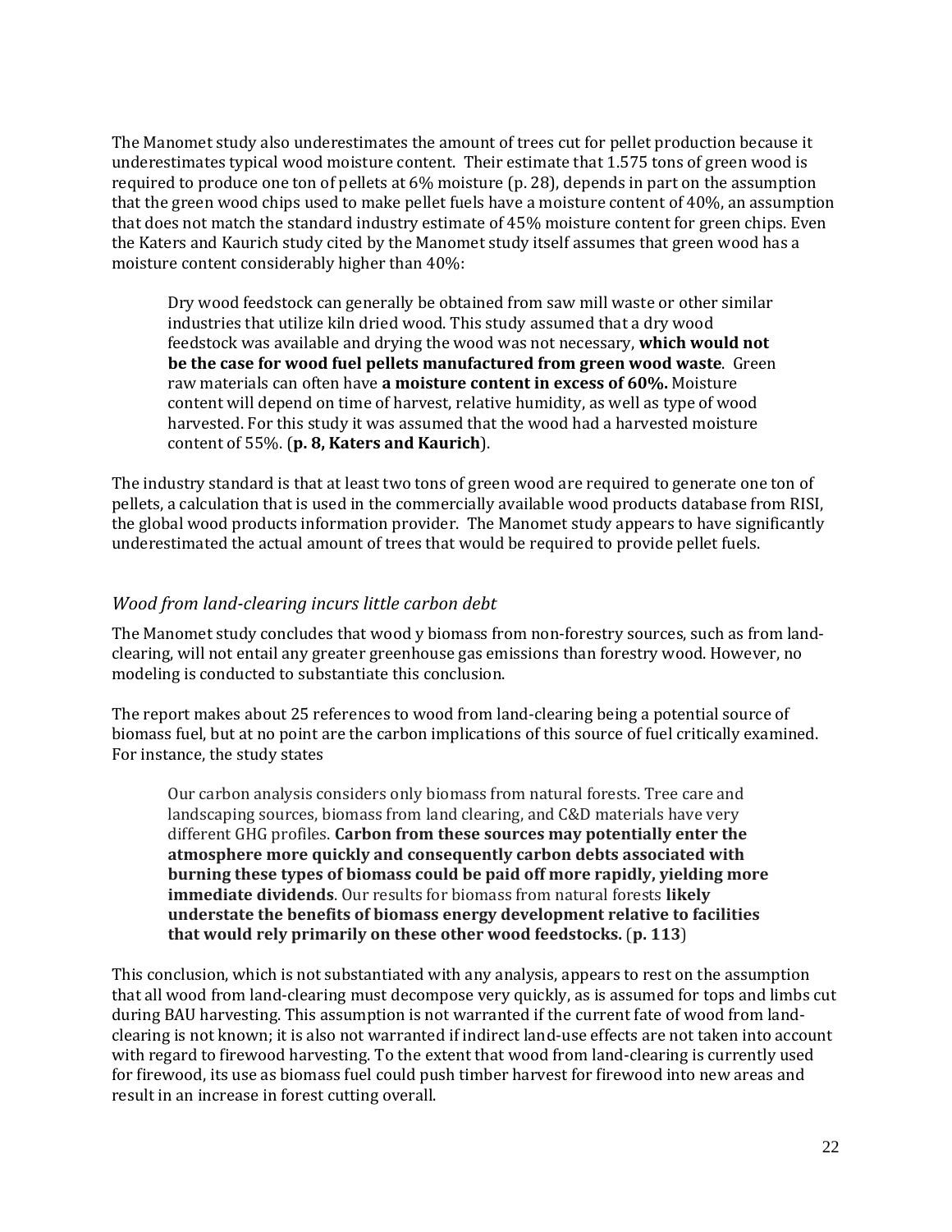The Manomet study also underestimates the amount of trees cut for pellet production because it underestimates typical wood moisture content. Their estimate that 1.575 tons of green wood is required to produce one ton of pellets at 6% moisture (p. 28), depends in part on the assumption that the green wood chips used to make pellet fuels have a moisture content of 40%, an assumption that does not match the standard industry estimate of 45% moisture content for green chips. Even the Katers and Kaurich study cited by the Manomet study itself assumes that green wood has a moisture content considerably higher than 40%:

> Dry wood feedstock can generally be obtained from saw mill waste or other similar industries that utilize kiln dried wood. This study assumed that a dry wood feedstock was available and drying the wood was not necessary, **which would not be the case for wood fuel pellets manufactured from green wood waste**. Green raw materials can often have **a moisture content in excess of 60%.** Moisture content will depend on time of harvest, relative humidity, as well as type of wood harvested. For this study it was assumed that the wood had a harvested moisture content of 55%. (**p. 8, Katers and Kaurich**).

The industry standard is that at least two tons of green wood are required to generate one ton of pellets, a calculation that is used in the commercially available wood products database from RISI, the global wood products information provider. The Manomet study appears to have significantly underestimated the actual amount of trees that would be required to provide pellet fuels.

### *Wood from land-clearing incurs little carbon debt*

The Manomet study concludes that wood y biomass from non-forestry sources, such as from land-clearing, will not entail any greater greenhouse gas emissions than forestry wood. However, no modeling is conducted to substantiate this conclusion.

The report makes about 25 references to wood from land-clearing being a potential source of biomass fuel, but at no point are the carbon implications of this source of fuel critically examined. For instance, the study states

> Our carbon analysis considers only biomass from natural forests. Tree care and landscaping sources, biomass from land clearing, and C&D materials have very different GHG profiles. **Carbon from these sources may potentially enter the atmosphere more quickly and consequently carbon debts associated with burning these types of biomass could be paid off more rapidly, yielding more immediate dividends**. Our results for biomass from natural forests **likely understate the benefits of biomass energy development relative to facilities that would rely primarily on these other wood feedstocks.** (**p. 113**)

This conclusion, which is not substantiated with any analysis, appears to rest on the assumption that all wood from land-clearing must decompose very quickly, as is assumed for tops and limbs cut during BAU harvesting. This assumption is not warranted if the current fate of wood from land-clearing is not known; it is also not warranted if indirect land-use effects are not taken into account with regard to firewood harvesting. To the extent that wood from land-clearing is currently used for firewood, its use as biomass fuel could push timber harvest for firewood into new areas and result in an increase in forest cutting overall.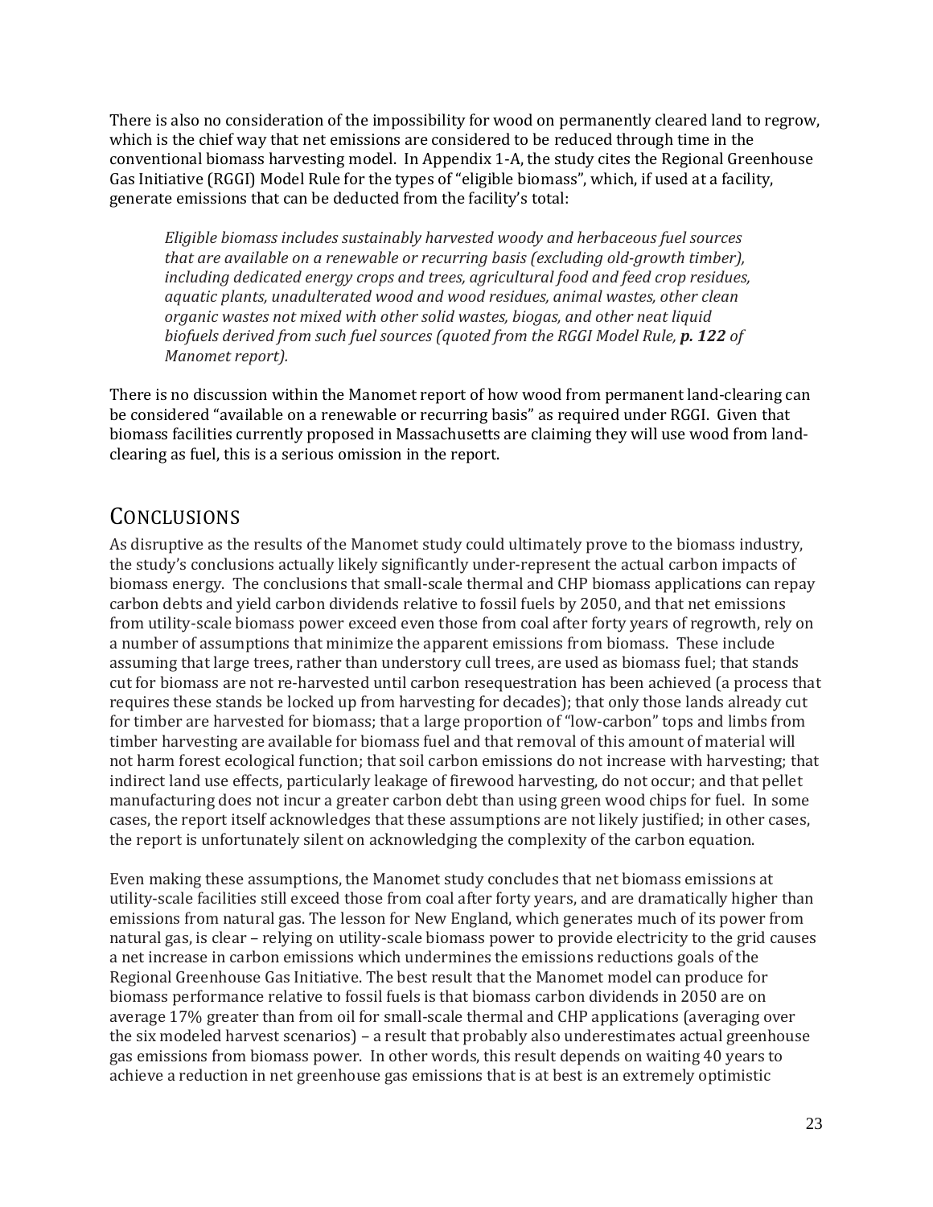There is also no consideration of the impossibility for wood on permanently cleared land to regrow, which is the chief way that net emissions are considered to be reduced through time in the conventional biomass harvesting model. In Appendix 1-A, the study cites the Regional Greenhouse Gas Initiative (RGGI) Model Rule for the types of "eligible biomass", which, if used at a facility, generate emissions that can be deducted from the facility's total:

> *Eligible biomass includes sustainably harvested woody and herbaceous fuel sources that are available on a renewable or recurring basis (excluding old-growth timber), including dedicated energy crops and trees, agricultural food and feed crop residues, aquatic plants, unadulterated wood and wood residues, animal wastes, other clean organic wastes not mixed with other solid wastes, biogas, and other neat liquid biofuels derived from such fuel sources (quoted from the RGGI Model Rule,* ***p. 122*** *of Manomet report).*

There is no discussion within the Manomet report of how wood from permanent land-clearing can be considered "available on a renewable or recurring basis" as required under RGGI. Given that biomass facilities currently proposed in Massachusetts are claiming they will use wood from land-clearing as fuel, this is a serious omission in the report.

## Conclusions

As disruptive as the results of the Manomet study could ultimately prove to the biomass industry, the study's conclusions actually likely significantly under-represent the actual carbon impacts of biomass energy. The conclusions that small-scale thermal and CHP biomass applications can repay carbon debts and yield carbon dividends relative to fossil fuels by 2050, and that net emissions from utility-scale biomass power exceed even those from coal after forty years of regrowth, rely on a number of assumptions that minimize the apparent emissions from biomass. These include assuming that large trees, rather than understory cull trees, are used as biomass fuel; that stands cut for biomass are not re-harvested until carbon resequestration has been achieved (a process that requires these stands be locked up from harvesting for decades); that only those lands already cut for timber are harvested for biomass; that a large proportion of "low-carbon" tops and limbs from timber harvesting are available for biomass fuel and that removal of this amount of material will not harm forest ecological function; that soil carbon emissions do not increase with harvesting; that indirect land use effects, particularly leakage of firewood harvesting, do not occur; and that pellet manufacturing does not incur a greater carbon debt than using green wood chips for fuel. In some cases, the report itself acknowledges that these assumptions are not likely justified; in other cases, the report is unfortunately silent on acknowledging the complexity of the carbon equation.

Even making these assumptions, the Manomet study concludes that net biomass emissions at utility-scale facilities still exceed those from coal after forty years, and are dramatically higher than emissions from natural gas. The lesson for New England, which generates much of its power from natural gas, is clear – relying on utility-scale biomass power to provide electricity to the grid causes a net increase in carbon emissions which undermines the emissions reductions goals of the Regional Greenhouse Gas Initiative. The best result that the Manomet model can produce for biomass performance relative to fossil fuels is that biomass carbon dividends in 2050 are on average 17% greater than from oil for small-scale thermal and CHP applications (averaging over the six modeled harvest scenarios) – a result that probably also underestimates actual greenhouse gas emissions from biomass power. In other words, this result depends on waiting 40 years to achieve a reduction in net greenhouse gas emissions that is at best is an extremely optimistic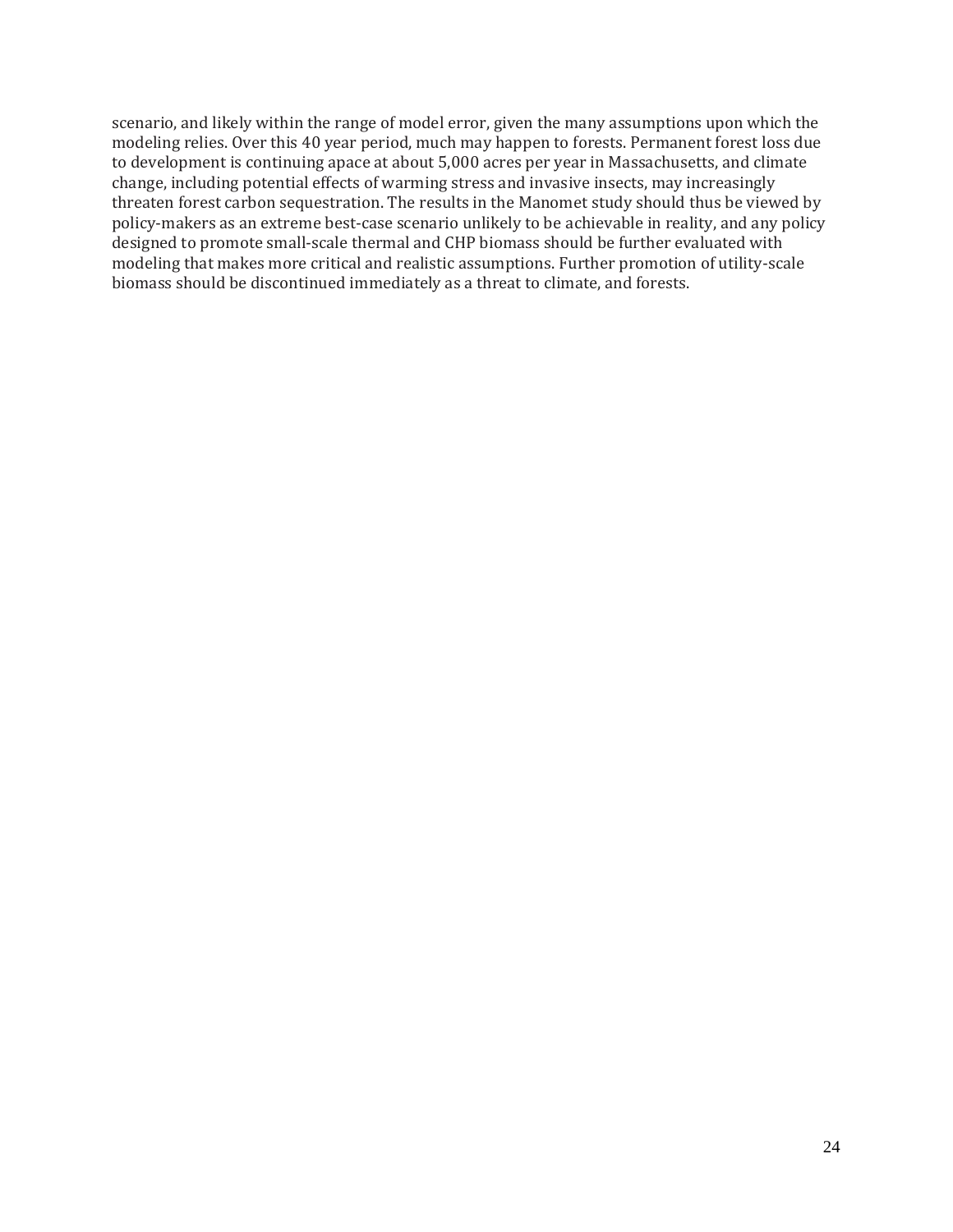scenario, and likely within the range of model error, given the many assumptions upon which the modeling relies. Over this 40 year period, much may happen to forests. Permanent forest loss due to development is continuing apace at about 5,000 acres per year in Massachusetts, and climate change, including potential effects of warming stress and invasive insects, may increasingly threaten forest carbon sequestration. The results in the Manomet study should thus be viewed by policy-makers as an extreme best-case scenario unlikely to be achievable in reality, and any policy designed to promote small-scale thermal and CHP biomass should be further evaluated with modeling that makes more critical and realistic assumptions. Further promotion of utility-scale biomass should be discontinued immediately as a threat to climate, and forests.